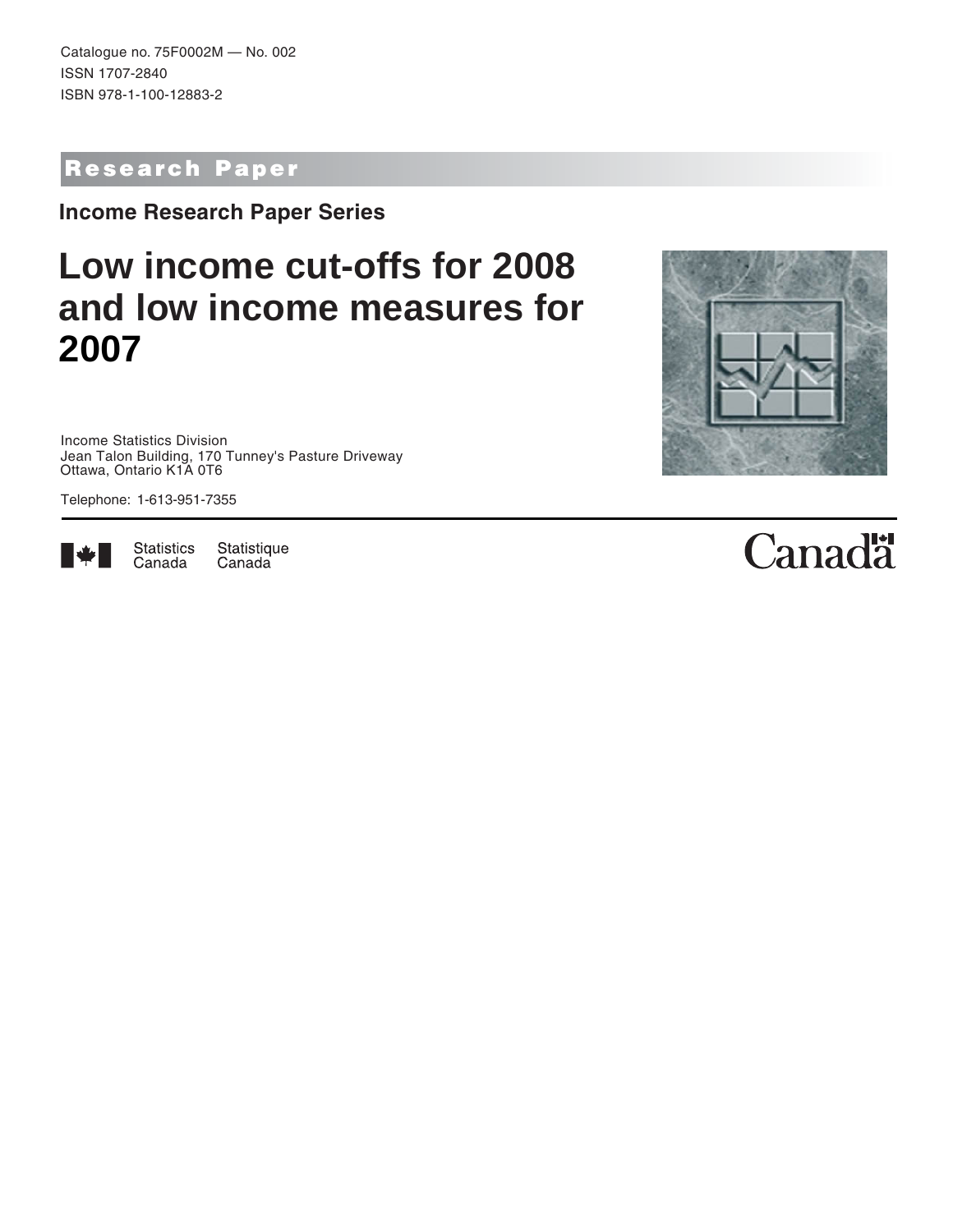Catalogue no. 75F0002M — No. 002

ISSN 1707-2840

ISBN 978-1-100-12883-2

**Research Paper**

## Income Research Paper Series

# Low income cut-offs for 2008 and low income measures for 2007

Income Statistics Division
Jean Talon Building, 170 Tunney's Pasture Driveway
Ottawa, Ontario K1A 0T6

Telephone: 1-613-951-7355

Statistics Canada Statistique Canada

Canada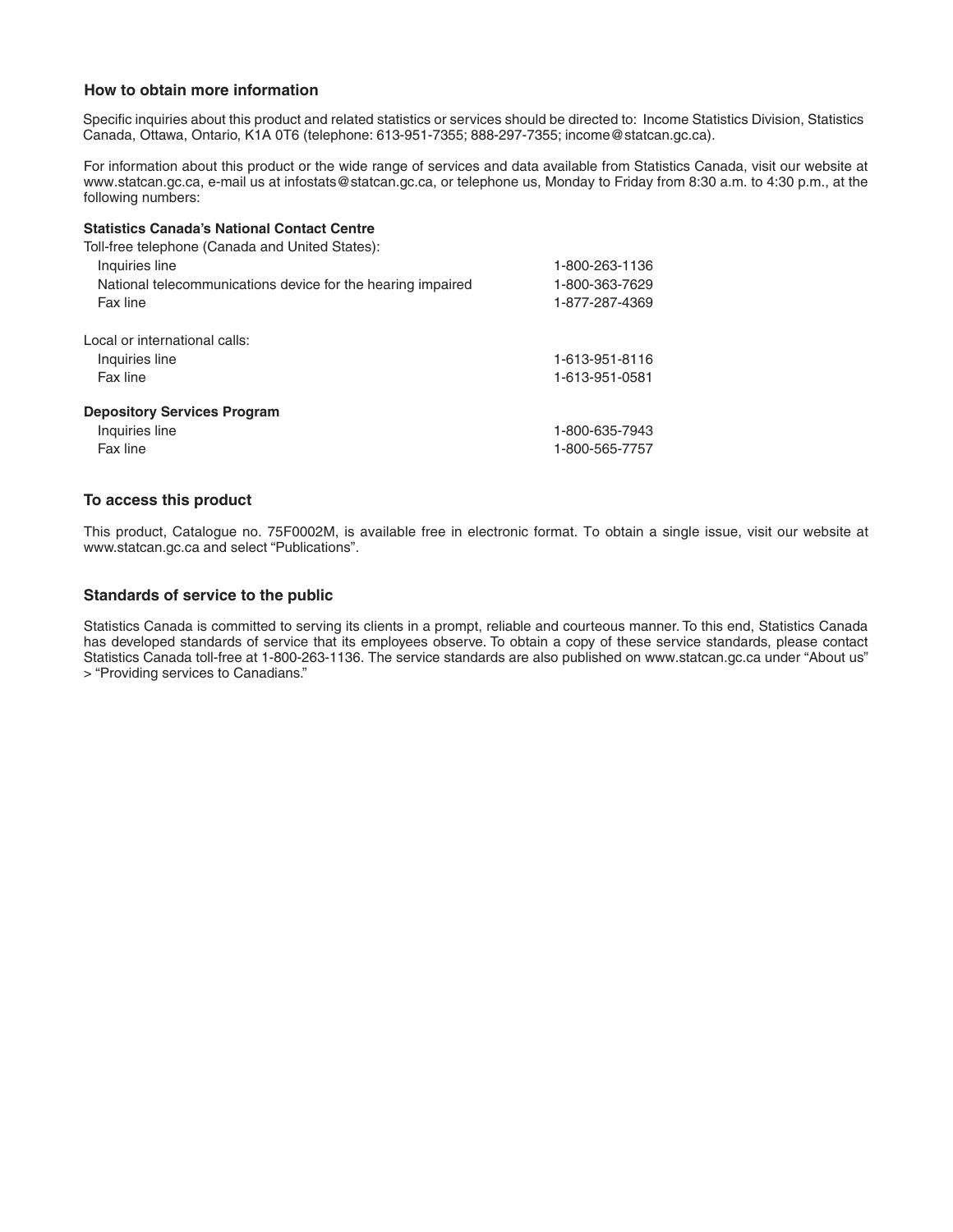### How to obtain more information

Specific inquiries about this product and related statistics or services should be directed to: Income Statistics Division, Statistics Canada, Ottawa, Ontario, K1A 0T6 (telephone: 613-951-7355; 888-297-7355; income@statcan.gc.ca).

For information about this product or the wide range of services and data available from Statistics Canada, visit our website at www.statcan.gc.ca, e-mail us at infostats@statcan.gc.ca, or telephone us, Monday to Friday from 8:30 a.m. to 4:30 p.m., at the following numbers:

**Statistics Canada's National Contact Centre**

Toll-free telephone (Canada and United States):

| | |
|---|---|
| Inquiries line | 1-800-263-1136 |
| National telecommunications device for the hearing impaired | 1-800-363-7629 |
| Fax line | 1-877-287-4369 |

Local or international calls:

| | |
|---|---|
| Inquiries line | 1-613-951-8116 |
| Fax line | 1-613-951-0581 |

**Depository Services Program**

| | |
|---|---|
| Inquiries line | 1-800-635-7943 |
| Fax line | 1-800-565-7757 |

### To access this product

This product, Catalogue no. 75F0002M, is available free in electronic format. To obtain a single issue, visit our website at www.statcan.gc.ca and select "Publications".

### Standards of service to the public

Statistics Canada is committed to serving its clients in a prompt, reliable and courteous manner. To this end, Statistics Canada has developed standards of service that its employees observe. To obtain a copy of these service standards, please contact Statistics Canada toll-free at 1-800-263-1136. The service standards are also published on www.statcan.gc.ca under "About us" > "Providing services to Canadians."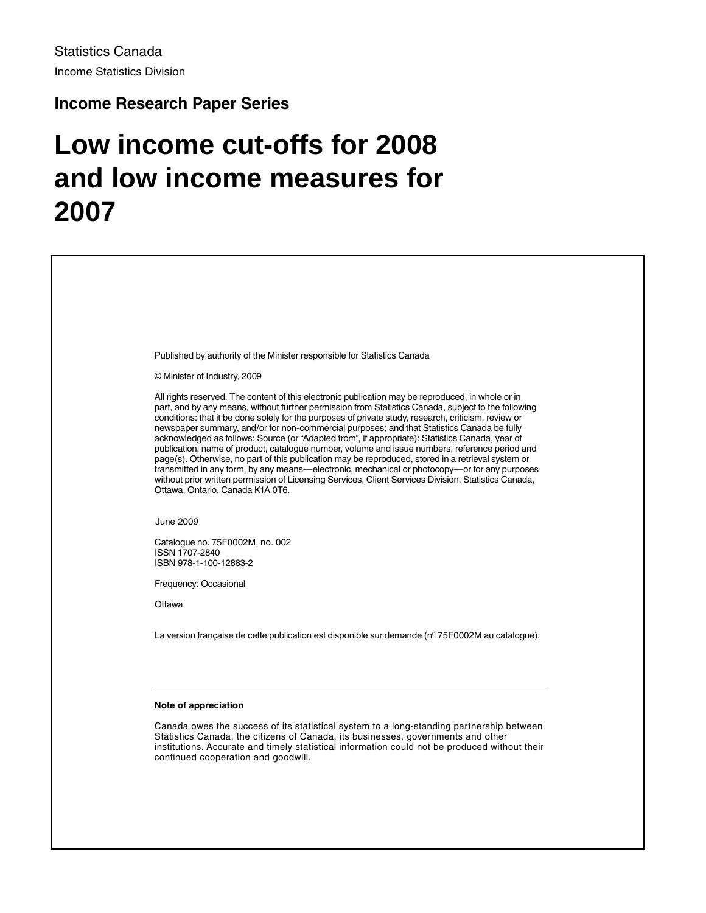Statistics Canada

Income Statistics Division

**Income Research Paper Series**

# Low income cut-offs for 2008 and low income measures for 2007

Published by authority of the Minister responsible for Statistics Canada

© Minister of Industry, 2009

All rights reserved. The content of this electronic publication may be reproduced, in whole or in part, and by any means, without further permission from Statistics Canada, subject to the following conditions: that it be done solely for the purposes of private study, research, criticism, review or newspaper summary, and/or for non-commercial purposes; and that Statistics Canada be fully acknowledged as follows: Source (or "Adapted from", if appropriate): Statistics Canada, year of publication, name of product, catalogue number, volume and issue numbers, reference period and page(s). Otherwise, no part of this publication may be reproduced, stored in a retrieval system or transmitted in any form, by any means—electronic, mechanical or photocopy—or for any purposes without prior written permission of Licensing Services, Client Services Division, Statistics Canada, Ottawa, Ontario, Canada K1A 0T6.

June 2009

Catalogue no. 75F0002M, no. 002
ISSN 1707-2840
ISBN 978-1-100-12883-2

Frequency: Occasional

Ottawa

La version française de cette publication est disponible sur demande (n° 75F0002M au catalogue).

---

**Note of appreciation**

Canada owes the success of its statistical system to a long-standing partnership between Statistics Canada, the citizens of Canada, its businesses, governments and other institutions. Accurate and timely statistical information could not be produced without their continued cooperation and goodwill.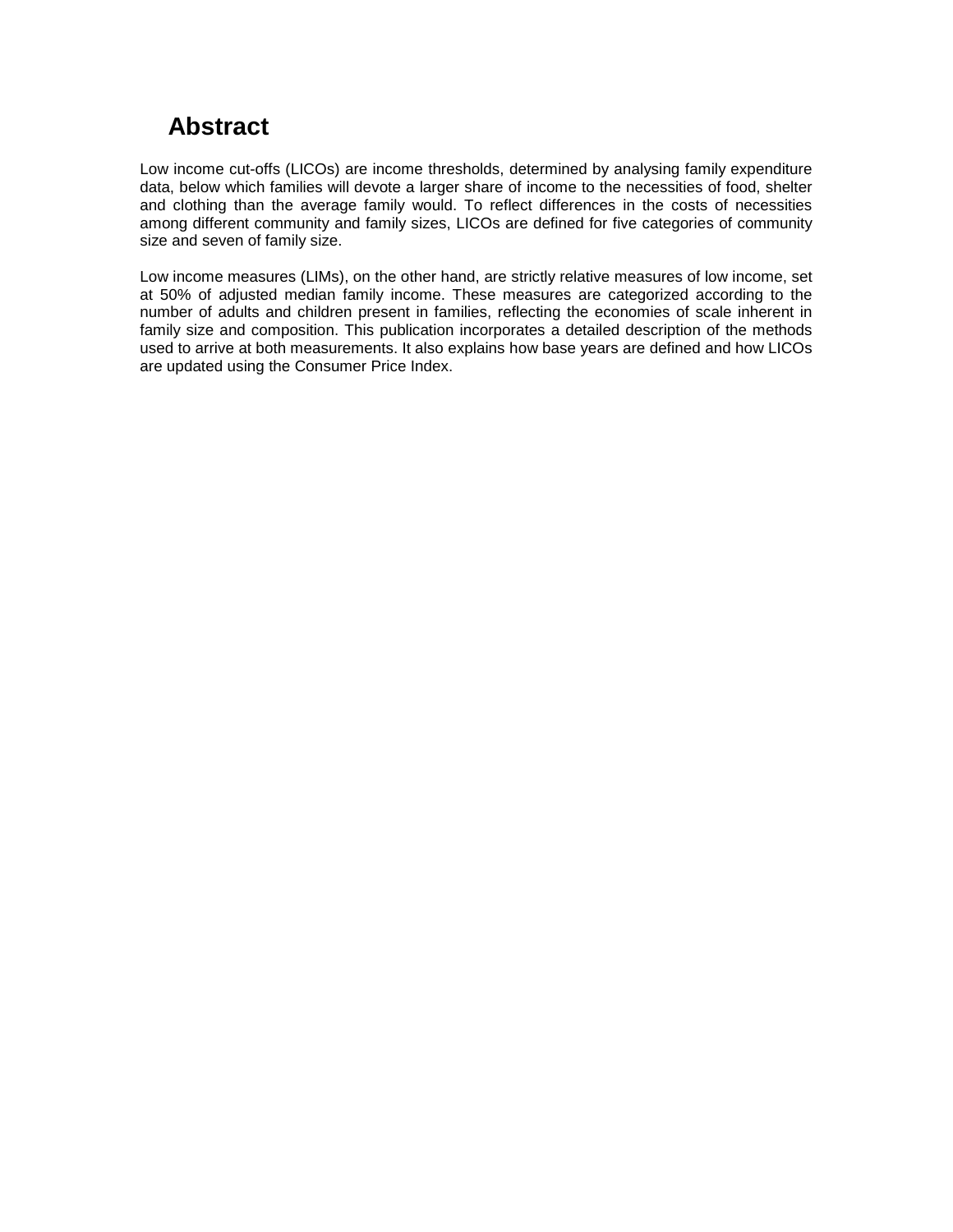# Abstract

Low income cut-offs (LICOs) are income thresholds, determined by analysing family expenditure data, below which families will devote a larger share of income to the necessities of food, shelter and clothing than the average family would. To reflect differences in the costs of necessities among different community and family sizes, LICOs are defined for five categories of community size and seven of family size.

Low income measures (LIMs), on the other hand, are strictly relative measures of low income, set at 50% of adjusted median family income. These measures are categorized according to the number of adults and children present in families, reflecting the economies of scale inherent in family size and composition. This publication incorporates a detailed description of the methods used to arrive at both measurements. It also explains how base years are defined and how LICOs are updated using the Consumer Price Index.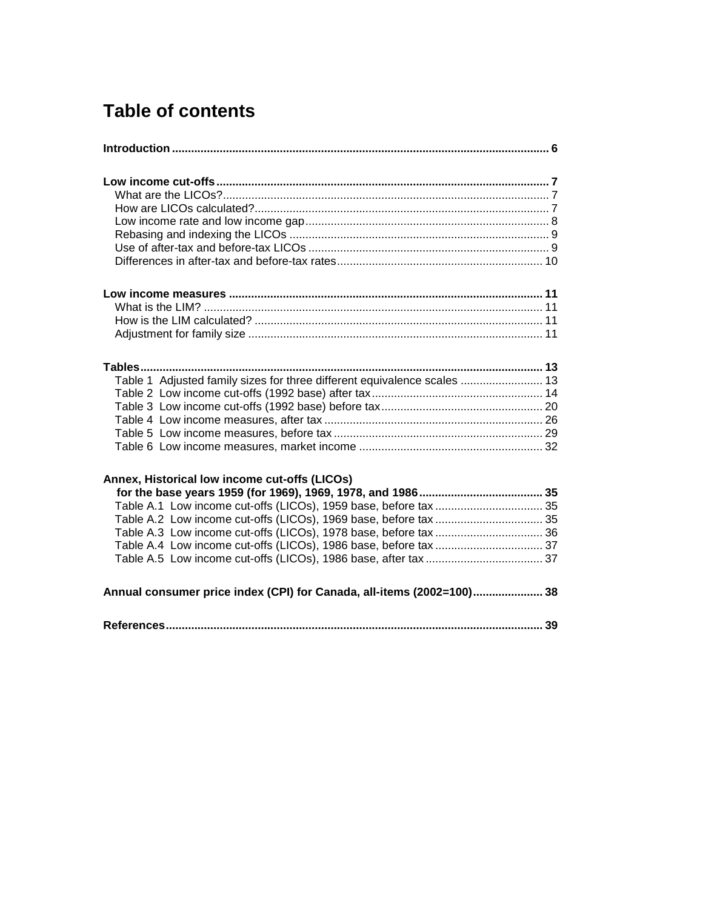# Table of contents

**Introduction ...................................................................................................................... 6**

**Low income cut-offs ........................................................................................................ 7**
- What are the LICOs? ...................................................................................................... 7
- How are LICOs calculated? ............................................................................................ 7
- Low income rate and low income gap ............................................................................ 8
- Rebasing and indexing the LICOs ................................................................................. 9
- Use of after-tax and before-tax LICOs ........................................................................... 9
- Differences in after-tax and before-tax rates ................................................................ 10

**Low income measures .................................................................................................. 11**
- What is the LIM? .......................................................................................................... 11
- How is the LIM calculated? .......................................................................................... 11
- Adjustment for family size ............................................................................................ 11

**Tables ............................................................................................................................... 13**
- Table 1 Adjusted family sizes for three different equivalence scales .......................... 13
- Table 2 Low income cut-offs (1992 base) after tax ...................................................... 14
- Table 3 Low income cut-offs (1992 base) before tax ................................................... 20
- Table 4 Low income measures, after tax ..................................................................... 26
- Table 5 Low income measures, before tax .................................................................. 29
- Table 6 Low income measures, market income .......................................................... 32

**Annex, Historical low income cut-offs (LICOs) for the base years 1959 (for 1969), 1969, 1978, and 1986 ....................................... 35**
- Table A.1 Low income cut-offs (LICOs), 1959 base, before tax .................................. 35
- Table A.2 Low income cut-offs (LICOs), 1969 base, before tax .................................. 35
- Table A.3 Low income cut-offs (LICOs), 1978 base, before tax .................................. 36
- Table A.4 Low income cut-offs (LICOs), 1986 base, before tax .................................. 37
- Table A.5 Low income cut-offs (LICOs), 1986 base, after tax ..................................... 37

**Annual consumer price index (CPI) for Canada, all-items (2002=100) ...................... 38**

**References ...................................................................................................................... 39**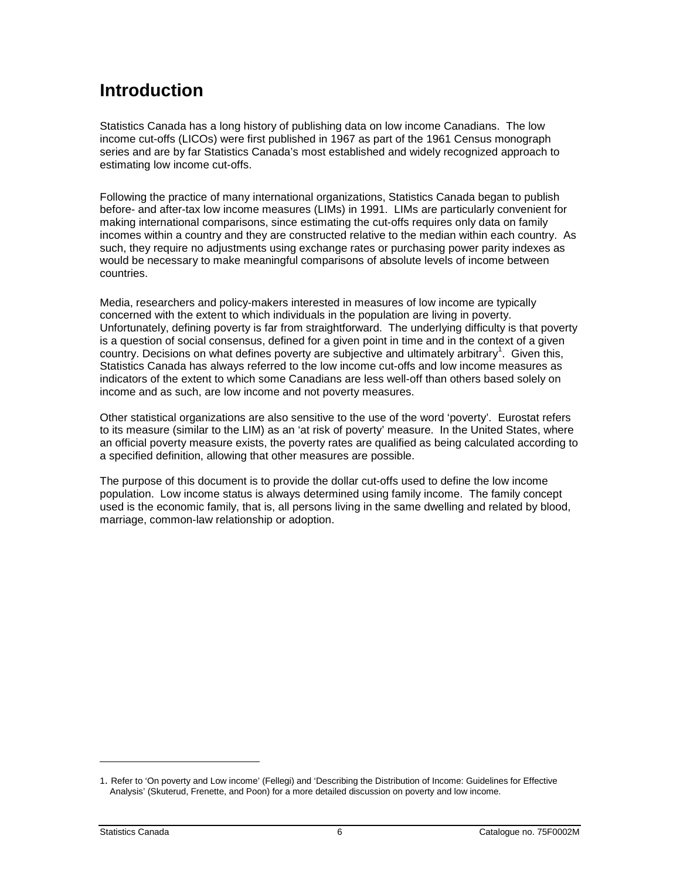# Introduction

Statistics Canada has a long history of publishing data on low income Canadians. The low income cut-offs (LICOs) were first published in 1967 as part of the 1961 Census monograph series and are by far Statistics Canada's most established and widely recognized approach to estimating low income cut-offs.

Following the practice of many international organizations, Statistics Canada began to publish before- and after-tax low income measures (LIMs) in 1991. LIMs are particularly convenient for making international comparisons, since estimating the cut-offs requires only data on family incomes within a country and they are constructed relative to the median within each country. As such, they require no adjustments using exchange rates or purchasing power parity indexes as would be necessary to make meaningful comparisons of absolute levels of income between countries.

Media, researchers and policy-makers interested in measures of low income are typically concerned with the extent to which individuals in the population are living in poverty. Unfortunately, defining poverty is far from straightforward. The underlying difficulty is that poverty is a question of social consensus, defined for a given point in time and in the context of a given country. Decisions on what defines poverty are subjective and ultimately arbitrary[1]. Given this, Statistics Canada has always referred to the low income cut-offs and low income measures as indicators of the extent to which some Canadians are less well-off than others based solely on income and as such, are low income and not poverty measures.

Other statistical organizations are also sensitive to the use of the word 'poverty'. Eurostat refers to its measure (similar to the LIM) as an 'at risk of poverty' measure. In the United States, where an official poverty measure exists, the poverty rates are qualified as being calculated according to a specified definition, allowing that other measures are possible.

The purpose of this document is to provide the dollar cut-offs used to define the low income population. Low income status is always determined using family income. The family concept used is the economic family, that is, all persons living in the same dwelling and related by blood, marriage, common-law relationship or adoption.

---

1. Refer to 'On poverty and Low income' (Fellegi) and 'Describing the Distribution of Income: Guidelines for Effective Analysis' (Skuterud, Frenette, and Poon) for a more detailed discussion on poverty and low income.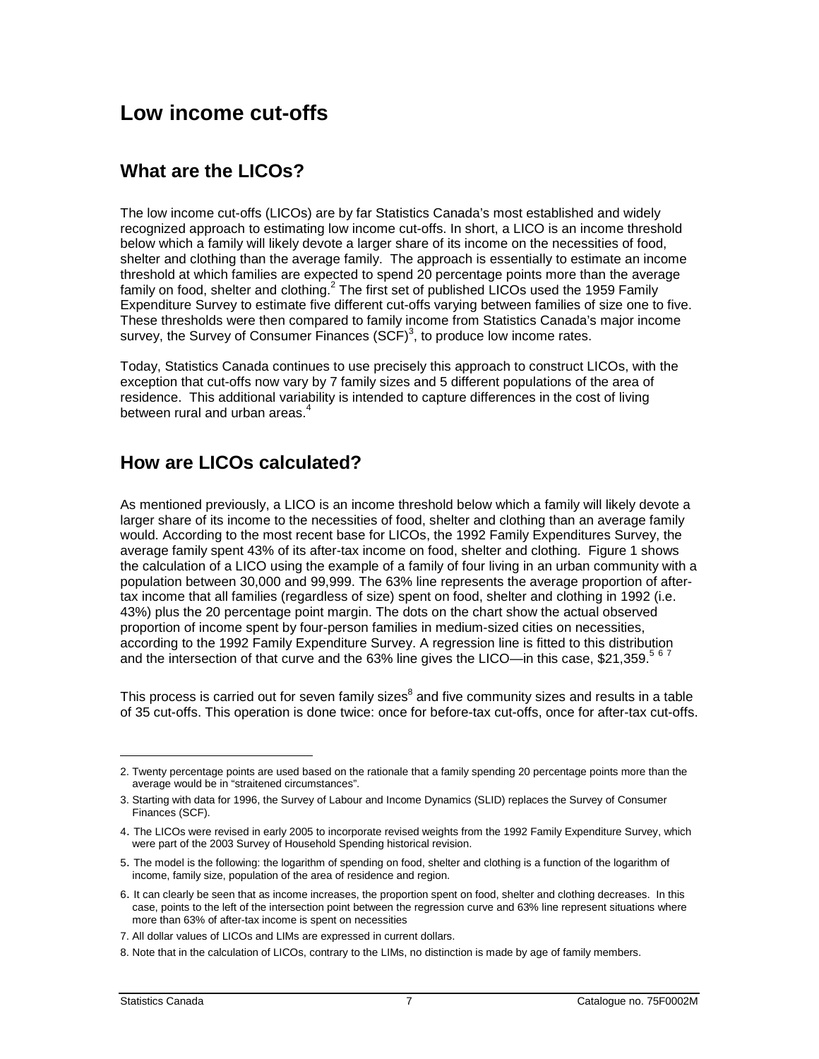# Low income cut-offs

## What are the LICOs?

The low income cut-offs (LICOs) are by far Statistics Canada's most established and widely recognized approach to estimating low income cut-offs. In short, a LICO is an income threshold below which a family will likely devote a larger share of its income on the necessities of food, shelter and clothing than the average family. The approach is essentially to estimate an income threshold at which families are expected to spend 20 percentage points more than the average family on food, shelter and clothing.[2] The first set of published LICOs used the 1959 Family Expenditure Survey to estimate five different cut-offs varying between families of size one to five. These thresholds were then compared to family income from Statistics Canada's major income survey, the Survey of Consumer Finances (SCF)[3], to produce low income rates.

Today, Statistics Canada continues to use precisely this approach to construct LICOs, with the exception that cut-offs now vary by 7 family sizes and 5 different populations of the area of residence. This additional variability is intended to capture differences in the cost of living between rural and urban areas.[4]

## How are LICOs calculated?

As mentioned previously, a LICO is an income threshold below which a family will likely devote a larger share of its income to the necessities of food, shelter and clothing than an average family would. According to the most recent base for LICOs, the 1992 Family Expenditures Survey, the average family spent 43% of its after-tax income on food, shelter and clothing. Figure 1 shows the calculation of a LICO using the example of a family of four living in an urban community with a population between 30,000 and 99,999. The 63% line represents the average proportion of after-tax income that all families (regardless of size) spent on food, shelter and clothing in 1992 (i.e. 43%) plus the 20 percentage point margin. The dots on the chart show the actual observed proportion of income spent by four-person families in medium-sized cities on necessities, according to the 1992 Family Expenditure Survey. A regression line is fitted to this distribution and the intersection of that curve and the 63% line gives the LICO—in this case, $21,359.[5] [6] [7]

This process is carried out for seven family sizes[8] and five community sizes and results in a table of 35 cut-offs. This operation is done twice: once for before-tax cut-offs, once for after-tax cut-offs.

---

2. Twenty percentage points are used based on the rationale that a family spending 20 percentage points more than the average would be in "straitened circumstances".

3. Starting with data for 1996, the Survey of Labour and Income Dynamics (SLID) replaces the Survey of Consumer Finances (SCF).

4. The LICOs were revised in early 2005 to incorporate revised weights from the 1992 Family Expenditure Survey, which were part of the 2003 Survey of Household Spending historical revision.

5. The model is the following: the logarithm of spending on food, shelter and clothing is a function of the logarithm of income, family size, population of the area of residence and region.

6. It can clearly be seen that as income increases, the proportion spent on food, shelter and clothing decreases. In this case, points to the left of the intersection point between the regression curve and 63% line represent situations where more than 63% of after-tax income is spent on necessities

7. All dollar values of LICOs and LIMs are expressed in current dollars.

8. Note that in the calculation of LICOs, contrary to the LIMs, no distinction is made by age of family members.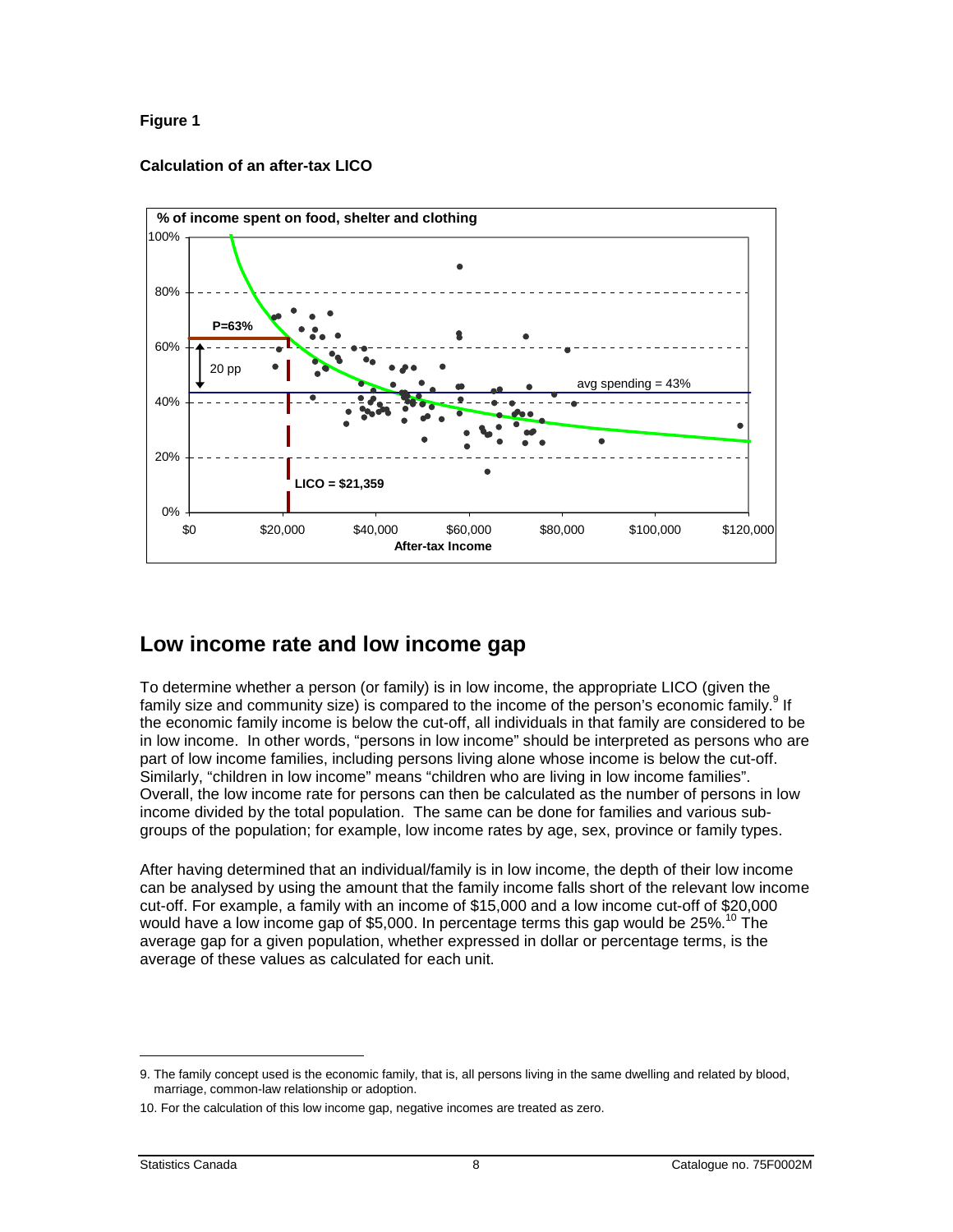**Figure 1**

**Calculation of an after-tax LICO**

## Low income rate and low income gap

To determine whether a person (or family) is in low income, the appropriate LICO (given the family size and community size) is compared to the income of the person's economic family.[9] If the economic family income is below the cut-off, all individuals in that family are considered to be in low income. In other words, "persons in low income" should be interpreted as persons who are part of low income families, including persons living alone whose income is below the cut-off. Similarly, "children in low income" means "children who are living in low income families". Overall, the low income rate for persons can then be calculated as the number of persons in low income divided by the total population. The same can be done for families and various sub-groups of the population; for example, low income rates by age, sex, province or family types.

After having determined that an individual/family is in low income, the depth of their low income can be analysed by using the amount that the family income falls short of the relevant low income cut-off. For example, a family with an income of $15,000 and a low income cut-off of $20,000 would have a low income gap of $5,000. In percentage terms this gap would be 25%.[10] The average gap for a given population, whether expressed in dollar or percentage terms, is the average of these values as calculated for each unit.

---

9. The family concept used is the economic family, that is, all persons living in the same dwelling and related by blood, marriage, common-law relationship or adoption.

10. For the calculation of this low income gap, negative incomes are treated as zero.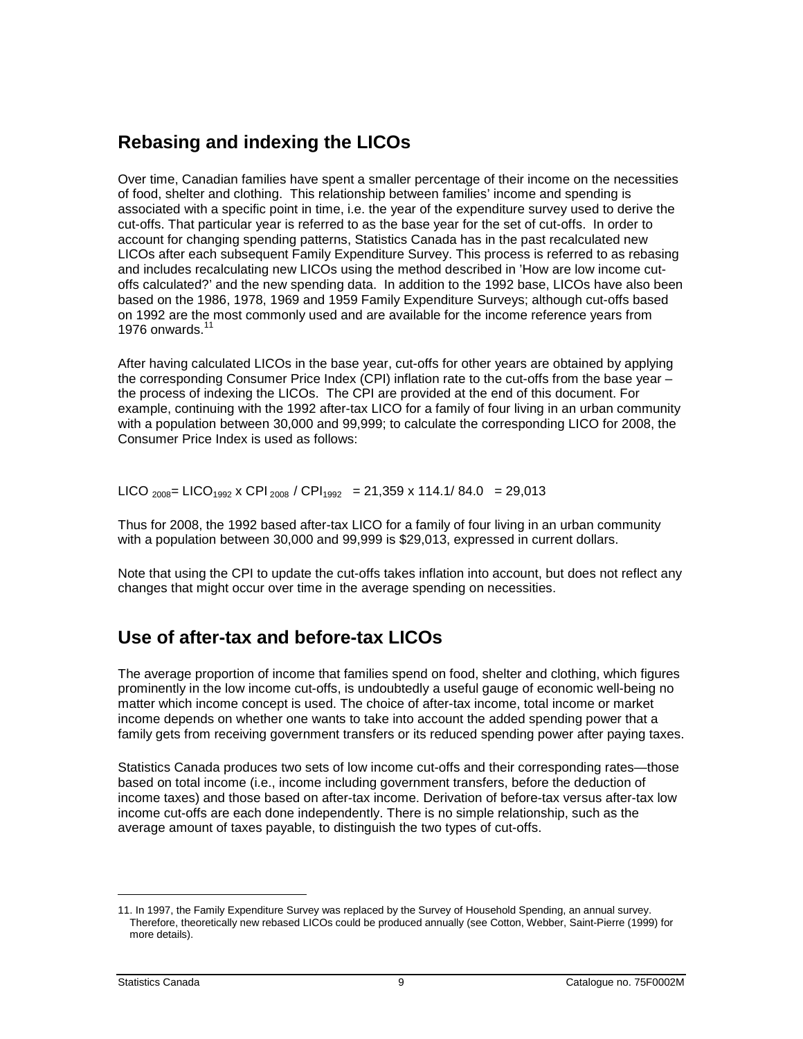## Rebasing and indexing the LICOs

Over time, Canadian families have spent a smaller percentage of their income on the necessities of food, shelter and clothing. This relationship between families' income and spending is associated with a specific point in time, i.e. the year of the expenditure survey used to derive the cut-offs. That particular year is referred to as the base year for the set of cut-offs. In order to account for changing spending patterns, Statistics Canada has in the past recalculated new LICOs after each subsequent Family Expenditure Survey. This process is referred to as rebasing and includes recalculating new LICOs using the method described in 'How are low income cut-offs calculated?' and the new spending data. In addition to the 1992 base, LICOs have also been based on the 1986, 1978, 1969 and 1959 Family Expenditure Surveys; although cut-offs based on 1992 are the most commonly used and are available for the income reference years from 1976 onwards.[11]

After having calculated LICOs in the base year, cut-offs for other years are obtained by applying the corresponding Consumer Price Index (CPI) inflation rate to the cut-offs from the base year – the process of indexing the LICOs. The CPI are provided at the end of this document. For example, continuing with the 1992 after-tax LICO for a family of four living in an urban community with a population between 30,000 and 99,999; to calculate the corresponding LICO for 2008, the Consumer Price Index is used as follows:

$$LICO_{2008} = LICO_{1992} \times CPI_{2008} / CPI_{1992} = 21{,}359 \times 114.1 / 84.0 = 29{,}013$$

Thus for 2008, the 1992 based after-tax LICO for a family of four living in an urban community with a population between 30,000 and 99,999 is $29,013, expressed in current dollars.

Note that using the CPI to update the cut-offs takes inflation into account, but does not reflect any changes that might occur over time in the average spending on necessities.

## Use of after-tax and before-tax LICOs

The average proportion of income that families spend on food, shelter and clothing, which figures prominently in the low income cut-offs, is undoubtedly a useful gauge of economic well-being no matter which income concept is used. The choice of after-tax income, total income or market income depends on whether one wants to take into account the added spending power that a family gets from receiving government transfers or its reduced spending power after paying taxes.

Statistics Canada produces two sets of low income cut-offs and their corresponding rates—those based on total income (i.e., income including government transfers, before the deduction of income taxes) and those based on after-tax income. Derivation of before-tax versus after-tax low income cut-offs are each done independently. There is no simple relationship, such as the average amount of taxes payable, to distinguish the two types of cut-offs.

---

11. In 1997, the Family Expenditure Survey was replaced by the Survey of Household Spending, an annual survey. Therefore, theoretically new rebased LICOs could be produced annually (see Cotton, Webber, Saint-Pierre (1999) for more details).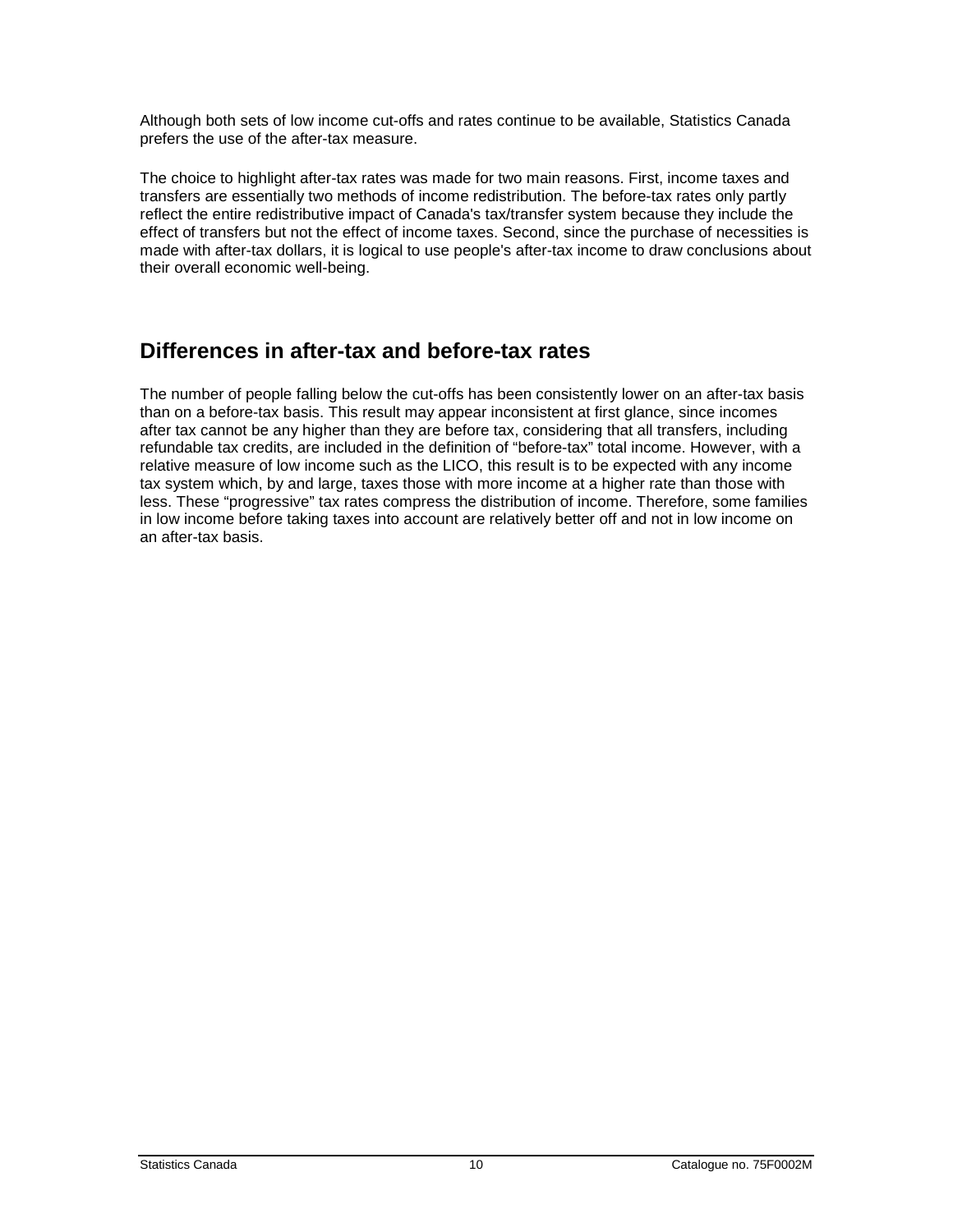Although both sets of low income cut-offs and rates continue to be available, Statistics Canada prefers the use of the after-tax measure.

The choice to highlight after-tax rates was made for two main reasons. First, income taxes and transfers are essentially two methods of income redistribution. The before-tax rates only partly reflect the entire redistributive impact of Canada's tax/transfer system because they include the effect of transfers but not the effect of income taxes. Second, since the purchase of necessities is made with after-tax dollars, it is logical to use people's after-tax income to draw conclusions about their overall economic well-being.

## Differences in after-tax and before-tax rates

The number of people falling below the cut-offs has been consistently lower on an after-tax basis than on a before-tax basis. This result may appear inconsistent at first glance, since incomes after tax cannot be any higher than they are before tax, considering that all transfers, including refundable tax credits, are included in the definition of "before-tax" total income. However, with a relative measure of low income such as the LICO, this result is to be expected with any income tax system which, by and large, taxes those with more income at a higher rate than those with less. These "progressive" tax rates compress the distribution of income. Therefore, some families in low income before taking taxes into account are relatively better off and not in low income on an after-tax basis.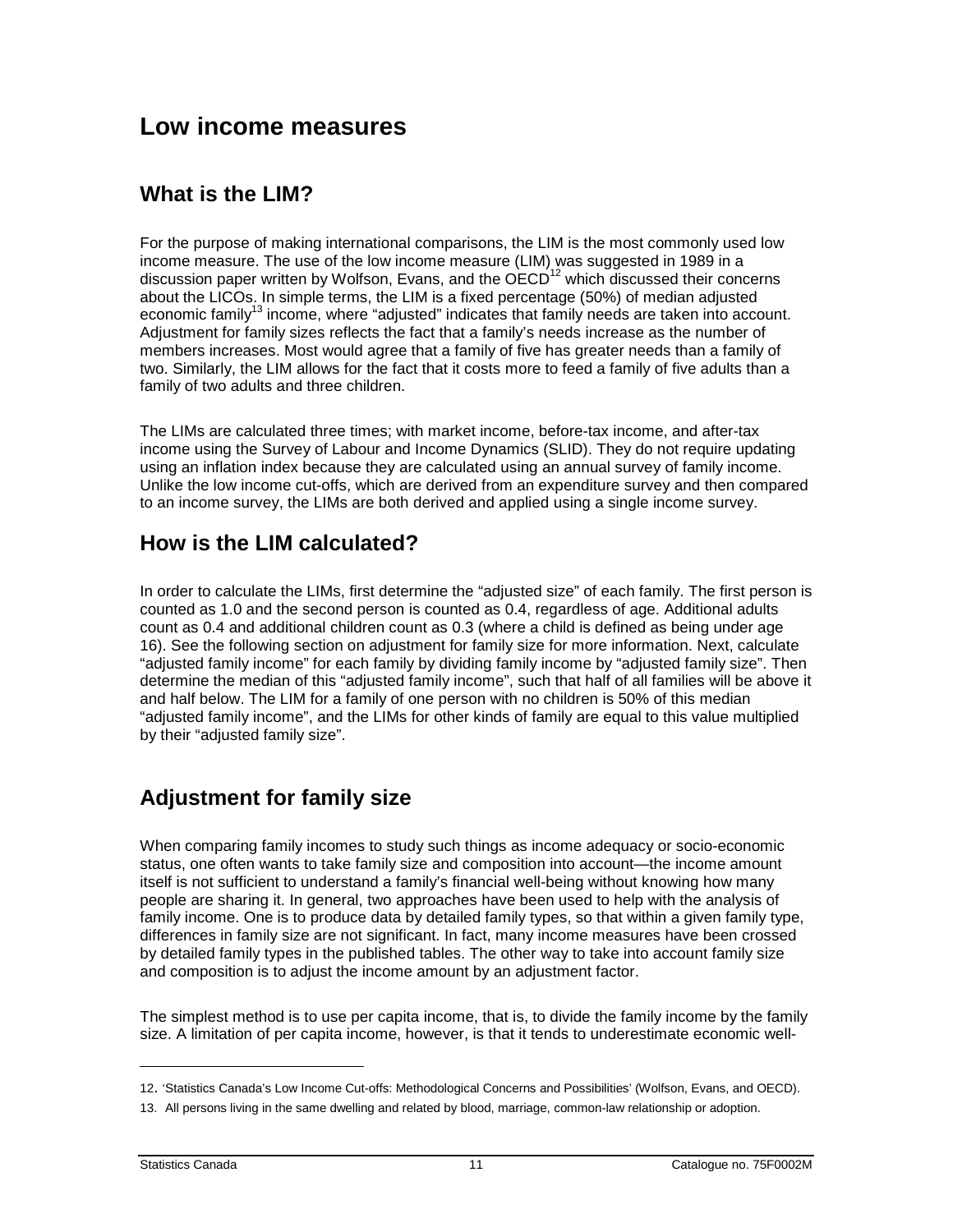# Low income measures

## What is the LIM?

For the purpose of making international comparisons, the LIM is the most commonly used low income measure. The use of the low income measure (LIM) was suggested in 1989 in a discussion paper written by Wolfson, Evans, and the OECD[12] which discussed their concerns about the LICOs. In simple terms, the LIM is a fixed percentage (50%) of median adjusted economic family[13] income, where "adjusted" indicates that family needs are taken into account. Adjustment for family sizes reflects the fact that a family's needs increase as the number of members increases. Most would agree that a family of five has greater needs than a family of two. Similarly, the LIM allows for the fact that it costs more to feed a family of five adults than a family of two adults and three children.

The LIMs are calculated three times; with market income, before-tax income, and after-tax income using the Survey of Labour and Income Dynamics (SLID). They do not require updating using an inflation index because they are calculated using an annual survey of family income. Unlike the low income cut-offs, which are derived from an expenditure survey and then compared to an income survey, the LIMs are both derived and applied using a single income survey.

## How is the LIM calculated?

In order to calculate the LIMs, first determine the "adjusted size" of each family. The first person is counted as 1.0 and the second person is counted as 0.4, regardless of age. Additional adults count as 0.4 and additional children count as 0.3 (where a child is defined as being under age 16). See the following section on adjustment for family size for more information. Next, calculate "adjusted family income" for each family by dividing family income by "adjusted family size". Then determine the median of this "adjusted family income", such that half of all families will be above it and half below. The LIM for a family of one person with no children is 50% of this median "adjusted family income", and the LIMs for other kinds of family are equal to this value multiplied by their "adjusted family size".

## Adjustment for family size

When comparing family incomes to study such things as income adequacy or socio-economic status, one often wants to take family size and composition into account—the income amount itself is not sufficient to understand a family's financial well-being without knowing how many people are sharing it. In general, two approaches have been used to help with the analysis of family income. One is to produce data by detailed family types, so that within a given family type, differences in family size are not significant. In fact, many income measures have been crossed by detailed family types in the published tables. The other way to take into account family size and composition is to adjust the income amount by an adjustment factor.

The simplest method is to use per capita income, that is, to divide the family income by the family size. A limitation of per capita income, however, is that it tends to underestimate economic well-

---

12. 'Statistics Canada's Low Income Cut-offs: Methodological Concerns and Possibilities' (Wolfson, Evans, and OECD).

13. All persons living in the same dwelling and related by blood, marriage, common-law relationship or adoption.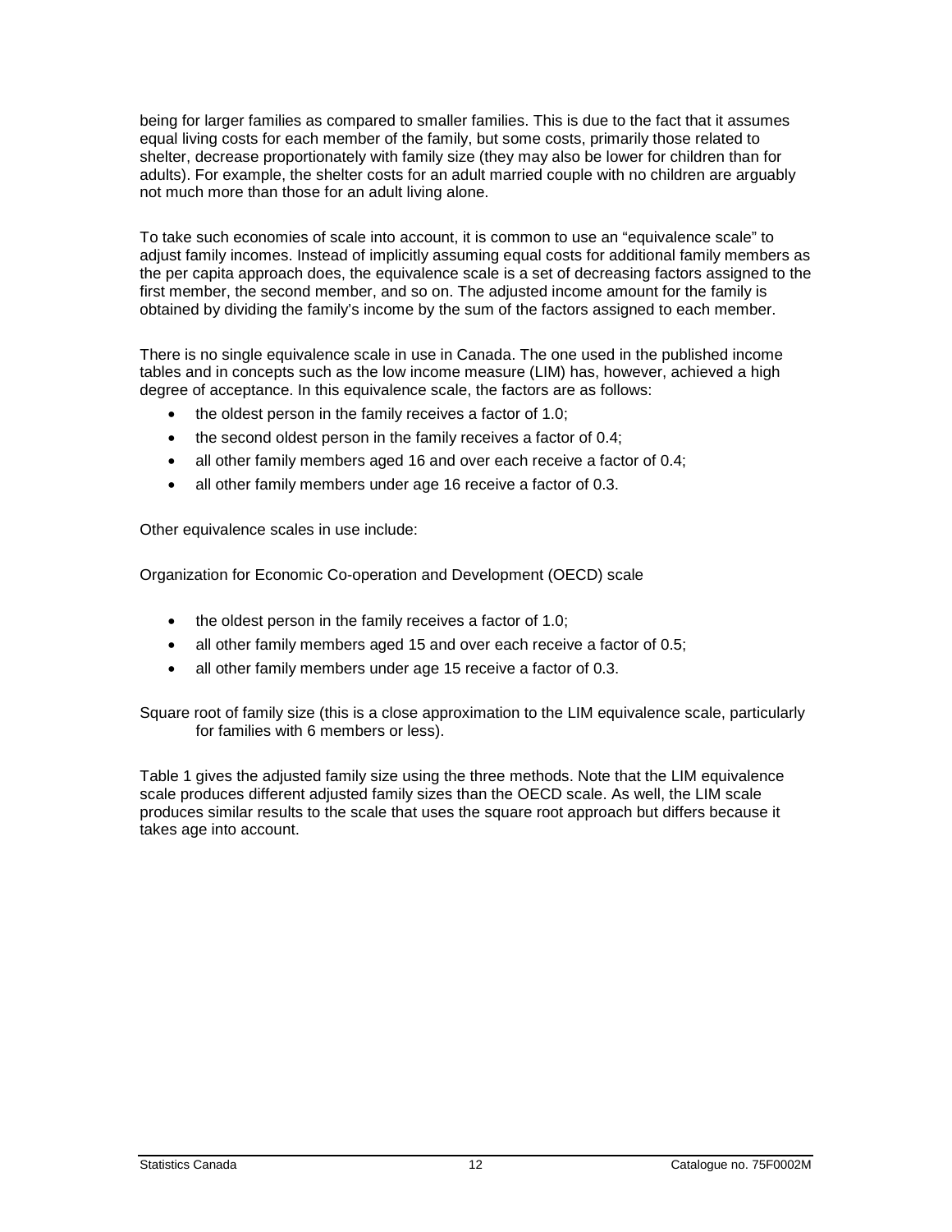being for larger families as compared to smaller families. This is due to the fact that it assumes equal living costs for each member of the family, but some costs, primarily those related to shelter, decrease proportionately with family size (they may also be lower for children than for adults). For example, the shelter costs for an adult married couple with no children are arguably not much more than those for an adult living alone.

To take such economies of scale into account, it is common to use an "equivalence scale" to adjust family incomes. Instead of implicitly assuming equal costs for additional family members as the per capita approach does, the equivalence scale is a set of decreasing factors assigned to the first member, the second member, and so on. The adjusted income amount for the family is obtained by dividing the family's income by the sum of the factors assigned to each member.

There is no single equivalence scale in use in Canada. The one used in the published income tables and in concepts such as the low income measure (LIM) has, however, achieved a high degree of acceptance. In this equivalence scale, the factors are as follows:

- the oldest person in the family receives a factor of 1.0;
- the second oldest person in the family receives a factor of 0.4;
- all other family members aged 16 and over each receive a factor of 0.4;
- all other family members under age 16 receive a factor of 0.3.

Other equivalence scales in use include:

Organization for Economic Co-operation and Development (OECD) scale

- the oldest person in the family receives a factor of 1.0;
- all other family members aged 15 and over each receive a factor of 0.5;
- all other family members under age 15 receive a factor of 0.3.

Square root of family size (this is a close approximation to the LIM equivalence scale, particularly for families with 6 members or less).

Table 1 gives the adjusted family size using the three methods. Note that the LIM equivalence scale produces different adjusted family sizes than the OECD scale. As well, the LIM scale produces similar results to the scale that uses the square root approach but differs because it takes age into account.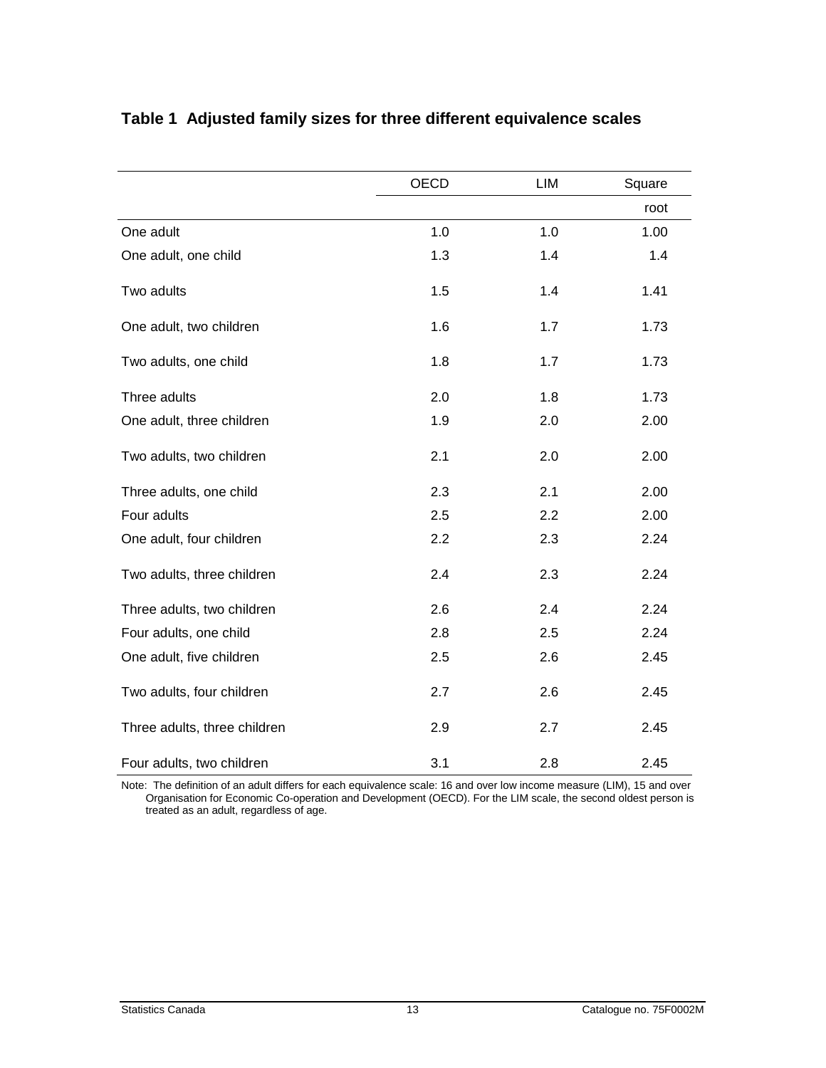### Table 1 Adjusted family sizes for three different equivalence scales

| | OECD | LIM | Square root |
|---|---|---|---|
| One adult | 1.0 | 1.0 | 1.00 |
| One adult, one child | 1.3 | 1.4 | 1.4 |
| Two adults | 1.5 | 1.4 | 1.41 |
| One adult, two children | 1.6 | 1.7 | 1.73 |
| Two adults, one child | 1.8 | 1.7 | 1.73 |
| Three adults | 2.0 | 1.8 | 1.73 |
| One adult, three children | 1.9 | 2.0 | 2.00 |
| Two adults, two children | 2.1 | 2.0 | 2.00 |
| Three adults, one child | 2.3 | 2.1 | 2.00 |
| Four adults | 2.5 | 2.2 | 2.00 |
| One adult, four children | 2.2 | 2.3 | 2.24 |
| Two adults, three children | 2.4 | 2.3 | 2.24 |
| Three adults, two children | 2.6 | 2.4 | 2.24 |
| Four adults, one child | 2.8 | 2.5 | 2.24 |
| One adult, five children | 2.5 | 2.6 | 2.45 |
| Two adults, four children | 2.7 | 2.6 | 2.45 |
| Three adults, three children | 2.9 | 2.7 | 2.45 |
| Four adults, two children | 3.1 | 2.8 | 2.45 |

Note: The definition of an adult differs for each equivalence scale: 16 and over low income measure (LIM), 15 and over Organisation for Economic Co-operation and Development (OECD). For the LIM scale, the second oldest person is treated as an adult, regardless of age.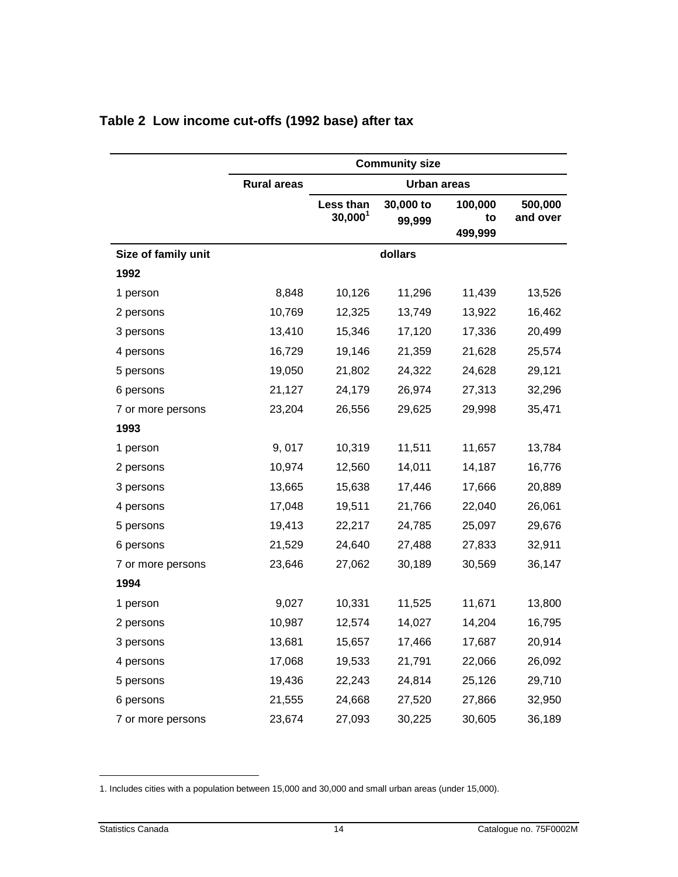## Table 2 Low income cut-offs (1992 base) after tax

| | Community size | | | | |
|---|---|---|---|---|---|
| | Rural areas | Urban areas | | | |
| | | Less than 30,000[1] | 30,000 to 99,999 | 100,000 to 499,999 | 500,000 and over |
| Size of family unit | dollars | | | | |
| **1992** | | | | | |
| 1 person | 8,848 | 10,126 | 11,296 | 11,439 | 13,526 |
| 2 persons | 10,769 | 12,325 | 13,749 | 13,922 | 16,462 |
| 3 persons | 13,410 | 15,346 | 17,120 | 17,336 | 20,499 |
| 4 persons | 16,729 | 19,146 | 21,359 | 21,628 | 25,574 |
| 5 persons | 19,050 | 21,802 | 24,322 | 24,628 | 29,121 |
| 6 persons | 21,127 | 24,179 | 26,974 | 27,313 | 32,296 |
| 7 or more persons | 23,204 | 26,556 | 29,625 | 29,998 | 35,471 |
| **1993** | | | | | |
| 1 person | 9, 017 | 10,319 | 11,511 | 11,657 | 13,784 |
| 2 persons | 10,974 | 12,560 | 14,011 | 14,187 | 16,776 |
| 3 persons | 13,665 | 15,638 | 17,446 | 17,666 | 20,889 |
| 4 persons | 17,048 | 19,511 | 21,766 | 22,040 | 26,061 |
| 5 persons | 19,413 | 22,217 | 24,785 | 25,097 | 29,676 |
| 6 persons | 21,529 | 24,640 | 27,488 | 27,833 | 32,911 |
| 7 or more persons | 23,646 | 27,062 | 30,189 | 30,569 | 36,147 |
| **1994** | | | | | |
| 1 person | 9,027 | 10,331 | 11,525 | 11,671 | 13,800 |
| 2 persons | 10,987 | 12,574 | 14,027 | 14,204 | 16,795 |
| 3 persons | 13,681 | 15,657 | 17,466 | 17,687 | 20,914 |
| 4 persons | 17,068 | 19,533 | 21,791 | 22,066 | 26,092 |
| 5 persons | 19,436 | 22,243 | 24,814 | 25,126 | 29,710 |
| 6 persons | 21,555 | 24,668 | 27,520 | 27,866 | 32,950 |
| 7 or more persons | 23,674 | 27,093 | 30,225 | 30,605 | 36,189 |

1. Includes cities with a population between 15,000 and 30,000 and small urban areas (under 15,000).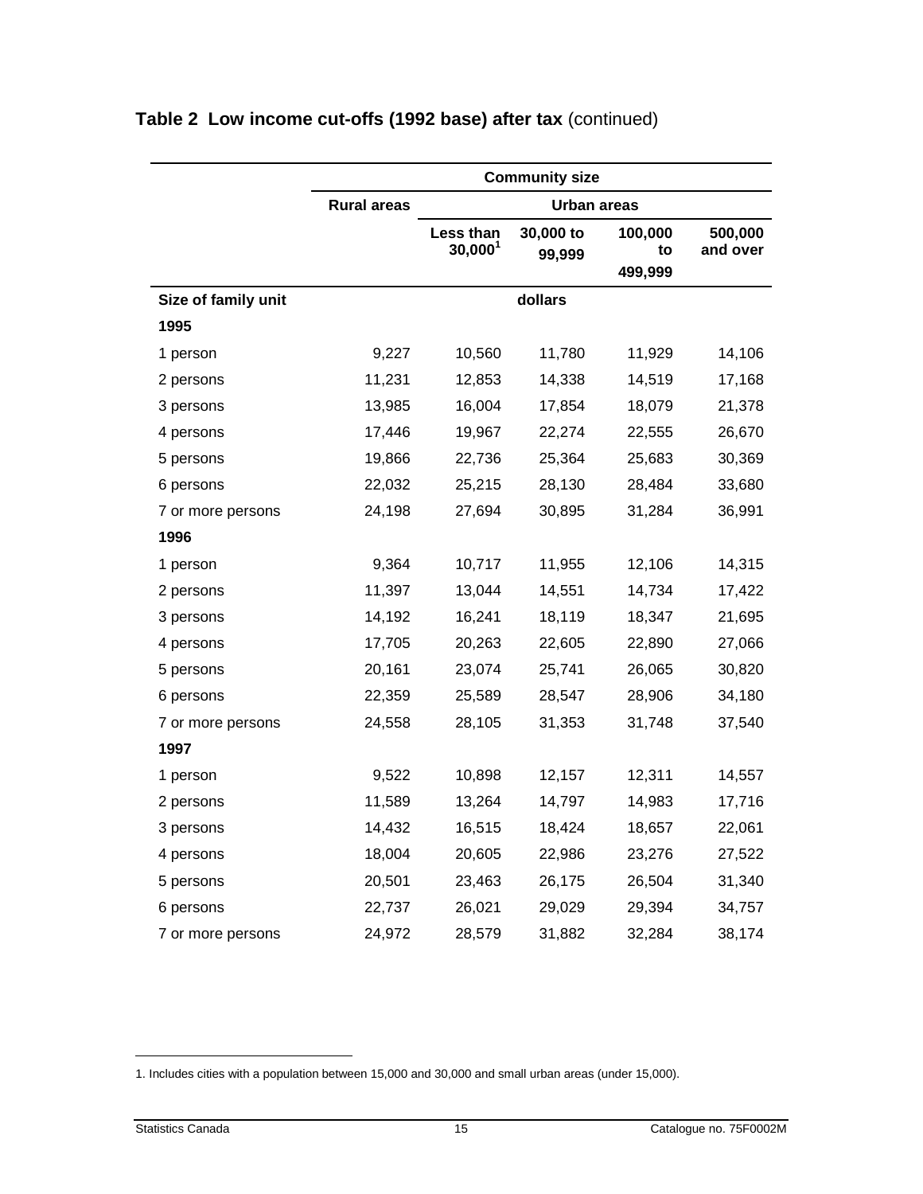## Table 2 Low income cut-offs (1992 base) after tax (continued)

| | Community size | | | | |
|---|---|---|---|---|---|
| | Rural areas | Urban areas | | | |
| | | Less than 30,000[1] | 30,000 to 99,999 | 100,000 to 499,999 | 500,000 and over |
| **Size of family unit** | dollars | | | | |
| **1995** | | | | | |
| 1 person | 9,227 | 10,560 | 11,780 | 11,929 | 14,106 |
| 2 persons | 11,231 | 12,853 | 14,338 | 14,519 | 17,168 |
| 3 persons | 13,985 | 16,004 | 17,854 | 18,079 | 21,378 |
| 4 persons | 17,446 | 19,967 | 22,274 | 22,555 | 26,670 |
| 5 persons | 19,866 | 22,736 | 25,364 | 25,683 | 30,369 |
| 6 persons | 22,032 | 25,215 | 28,130 | 28,484 | 33,680 |
| 7 or more persons | 24,198 | 27,694 | 30,895 | 31,284 | 36,991 |
| **1996** | | | | | |
| 1 person | 9,364 | 10,717 | 11,955 | 12,106 | 14,315 |
| 2 persons | 11,397 | 13,044 | 14,551 | 14,734 | 17,422 |
| 3 persons | 14,192 | 16,241 | 18,119 | 18,347 | 21,695 |
| 4 persons | 17,705 | 20,263 | 22,605 | 22,890 | 27,066 |
| 5 persons | 20,161 | 23,074 | 25,741 | 26,065 | 30,820 |
| 6 persons | 22,359 | 25,589 | 28,547 | 28,906 | 34,180 |
| 7 or more persons | 24,558 | 28,105 | 31,353 | 31,748 | 37,540 |
| **1997** | | | | | |
| 1 person | 9,522 | 10,898 | 12,157 | 12,311 | 14,557 |
| 2 persons | 11,589 | 13,264 | 14,797 | 14,983 | 17,716 |
| 3 persons | 14,432 | 16,515 | 18,424 | 18,657 | 22,061 |
| 4 persons | 18,004 | 20,605 | 22,986 | 23,276 | 27,522 |
| 5 persons | 20,501 | 23,463 | 26,175 | 26,504 | 31,340 |
| 6 persons | 22,737 | 26,021 | 29,029 | 29,394 | 34,757 |
| 7 or more persons | 24,972 | 28,579 | 31,882 | 32,284 | 38,174 |

1. Includes cities with a population between 15,000 and 30,000 and small urban areas (under 15,000).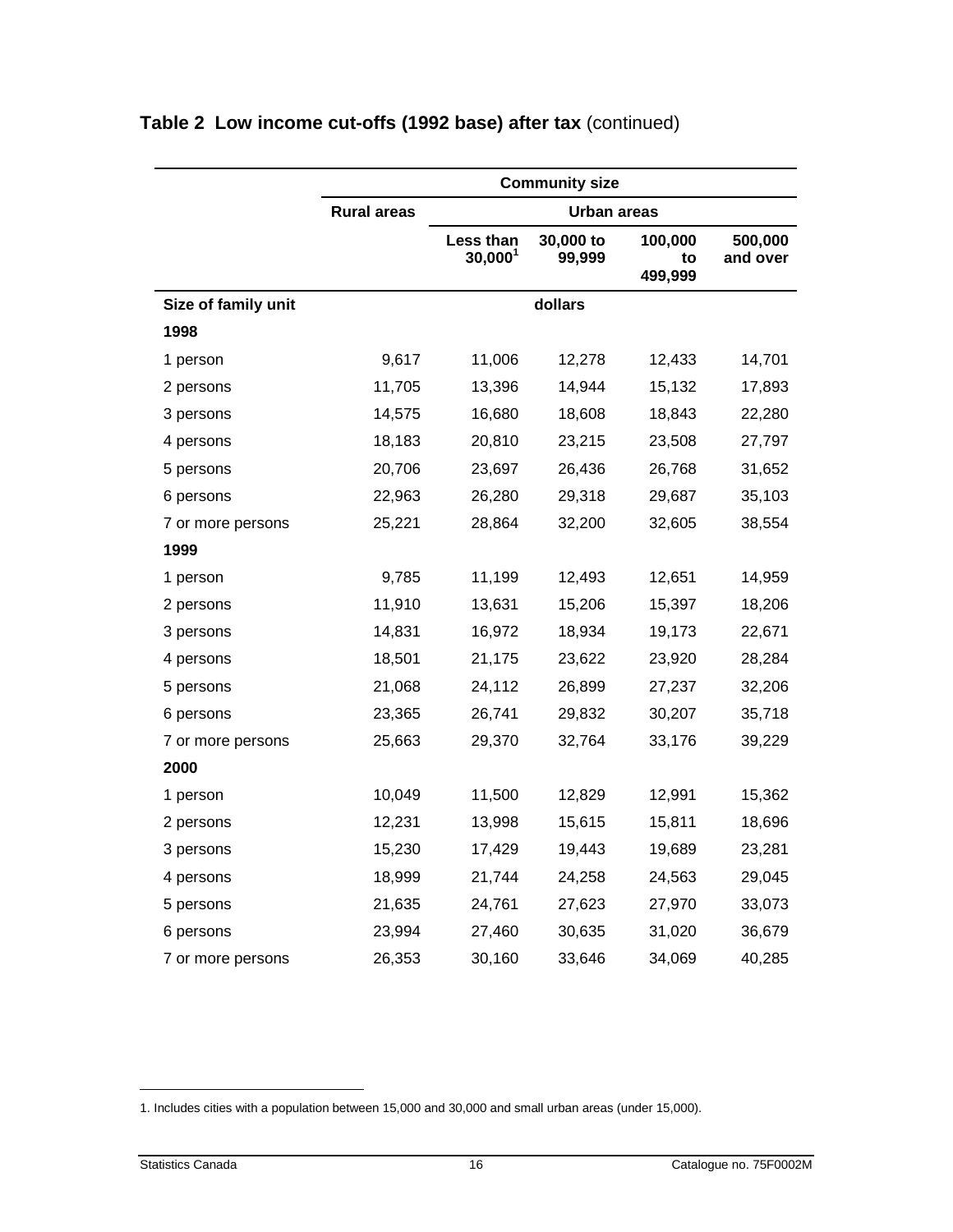## Table 2 Low income cut-offs (1992 base) after tax (continued)

| | Community size | | | | |
|---|---|---|---|---|---|
| | Rural areas | Urban areas | | | |
| | | Less than 30,000[1] | 30,000 to 99,999 | 100,000 to 499,999 | 500,000 and over |
| **Size of family unit** | dollars | | | | |
| **1998** | | | | | |
| 1 person | 9,617 | 11,006 | 12,278 | 12,433 | 14,701 |
| 2 persons | 11,705 | 13,396 | 14,944 | 15,132 | 17,893 |
| 3 persons | 14,575 | 16,680 | 18,608 | 18,843 | 22,280 |
| 4 persons | 18,183 | 20,810 | 23,215 | 23,508 | 27,797 |
| 5 persons | 20,706 | 23,697 | 26,436 | 26,768 | 31,652 |
| 6 persons | 22,963 | 26,280 | 29,318 | 29,687 | 35,103 |
| 7 or more persons | 25,221 | 28,864 | 32,200 | 32,605 | 38,554 |
| **1999** | | | | | |
| 1 person | 9,785 | 11,199 | 12,493 | 12,651 | 14,959 |
| 2 persons | 11,910 | 13,631 | 15,206 | 15,397 | 18,206 |
| 3 persons | 14,831 | 16,972 | 18,934 | 19,173 | 22,671 |
| 4 persons | 18,501 | 21,175 | 23,622 | 23,920 | 28,284 |
| 5 persons | 21,068 | 24,112 | 26,899 | 27,237 | 32,206 |
| 6 persons | 23,365 | 26,741 | 29,832 | 30,207 | 35,718 |
| 7 or more persons | 25,663 | 29,370 | 32,764 | 33,176 | 39,229 |
| **2000** | | | | | |
| 1 person | 10,049 | 11,500 | 12,829 | 12,991 | 15,362 |
| 2 persons | 12,231 | 13,998 | 15,615 | 15,811 | 18,696 |
| 3 persons | 15,230 | 17,429 | 19,443 | 19,689 | 23,281 |
| 4 persons | 18,999 | 21,744 | 24,258 | 24,563 | 29,045 |
| 5 persons | 21,635 | 24,761 | 27,623 | 27,970 | 33,073 |
| 6 persons | 23,994 | 27,460 | 30,635 | 31,020 | 36,679 |
| 7 or more persons | 26,353 | 30,160 | 33,646 | 34,069 | 40,285 |

1. Includes cities with a population between 15,000 and 30,000 and small urban areas (under 15,000).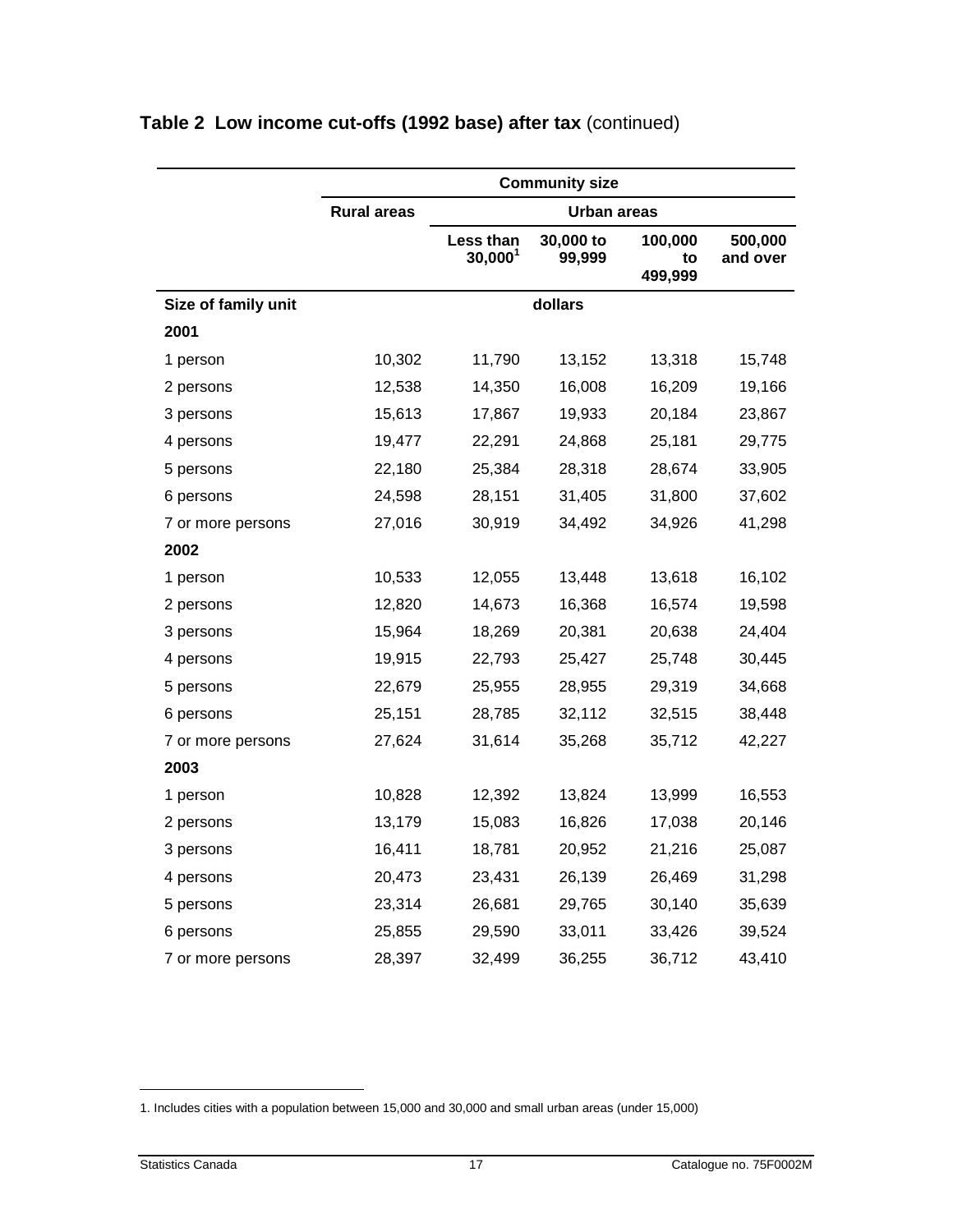## Table 2 Low income cut-offs (1992 base) after tax (continued)

| | Community size | | | | |
|---|---|---|---|---|---|
| | Rural areas | Urban areas | | | |
| | | Less than 30,000[1] | 30,000 to 99,999 | 100,000 to 499,999 | 500,000 and over |
| Size of family unit | dollars | | | | |
| **2001** | | | | | |
| 1 person | 10,302 | 11,790 | 13,152 | 13,318 | 15,748 |
| 2 persons | 12,538 | 14,350 | 16,008 | 16,209 | 19,166 |
| 3 persons | 15,613 | 17,867 | 19,933 | 20,184 | 23,867 |
| 4 persons | 19,477 | 22,291 | 24,868 | 25,181 | 29,775 |
| 5 persons | 22,180 | 25,384 | 28,318 | 28,674 | 33,905 |
| 6 persons | 24,598 | 28,151 | 31,405 | 31,800 | 37,602 |
| 7 or more persons | 27,016 | 30,919 | 34,492 | 34,926 | 41,298 |
| **2002** | | | | | |
| 1 person | 10,533 | 12,055 | 13,448 | 13,618 | 16,102 |
| 2 persons | 12,820 | 14,673 | 16,368 | 16,574 | 19,598 |
| 3 persons | 15,964 | 18,269 | 20,381 | 20,638 | 24,404 |
| 4 persons | 19,915 | 22,793 | 25,427 | 25,748 | 30,445 |
| 5 persons | 22,679 | 25,955 | 28,955 | 29,319 | 34,668 |
| 6 persons | 25,151 | 28,785 | 32,112 | 32,515 | 38,448 |
| 7 or more persons | 27,624 | 31,614 | 35,268 | 35,712 | 42,227 |
| **2003** | | | | | |
| 1 person | 10,828 | 12,392 | 13,824 | 13,999 | 16,553 |
| 2 persons | 13,179 | 15,083 | 16,826 | 17,038 | 20,146 |
| 3 persons | 16,411 | 18,781 | 20,952 | 21,216 | 25,087 |
| 4 persons | 20,473 | 23,431 | 26,139 | 26,469 | 31,298 |
| 5 persons | 23,314 | 26,681 | 29,765 | 30,140 | 35,639 |
| 6 persons | 25,855 | 29,590 | 33,011 | 33,426 | 39,524 |
| 7 or more persons | 28,397 | 32,499 | 36,255 | 36,712 | 43,410 |

1. Includes cities with a population between 15,000 and 30,000 and small urban areas (under 15,000)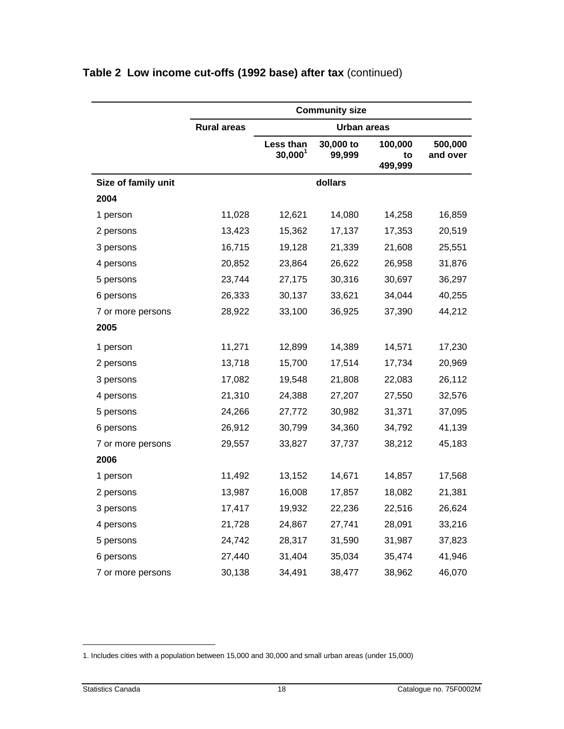## Table 2 Low income cut-offs (1992 base) after tax (continued)

| | Community size | | | | |
|---|---|---|---|---|---|
| | Rural areas | Urban areas | | | |
| | | Less than 30,000[1] | 30,000 to 99,999 | 100,000 to 499,999 | 500,000 and over |
| **Size of family unit** | dollars | | | | |
| **2004** | | | | | |
| 1 person | 11,028 | 12,621 | 14,080 | 14,258 | 16,859 |
| 2 persons | 13,423 | 15,362 | 17,137 | 17,353 | 20,519 |
| 3 persons | 16,715 | 19,128 | 21,339 | 21,608 | 25,551 |
| 4 persons | 20,852 | 23,864 | 26,622 | 26,958 | 31,876 |
| 5 persons | 23,744 | 27,175 | 30,316 | 30,697 | 36,297 |
| 6 persons | 26,333 | 30,137 | 33,621 | 34,044 | 40,255 |
| 7 or more persons | 28,922 | 33,100 | 36,925 | 37,390 | 44,212 |
| **2005** | | | | | |
| 1 person | 11,271 | 12,899 | 14,389 | 14,571 | 17,230 |
| 2 persons | 13,718 | 15,700 | 17,514 | 17,734 | 20,969 |
| 3 persons | 17,082 | 19,548 | 21,808 | 22,083 | 26,112 |
| 4 persons | 21,310 | 24,388 | 27,207 | 27,550 | 32,576 |
| 5 persons | 24,266 | 27,772 | 30,982 | 31,371 | 37,095 |
| 6 persons | 26,912 | 30,799 | 34,360 | 34,792 | 41,139 |
| 7 or more persons | 29,557 | 33,827 | 37,737 | 38,212 | 45,183 |
| **2006** | | | | | |
| 1 person | 11,492 | 13,152 | 14,671 | 14,857 | 17,568 |
| 2 persons | 13,987 | 16,008 | 17,857 | 18,082 | 21,381 |
| 3 persons | 17,417 | 19,932 | 22,236 | 22,516 | 26,624 |
| 4 persons | 21,728 | 24,867 | 27,741 | 28,091 | 33,216 |
| 5 persons | 24,742 | 28,317 | 31,590 | 31,987 | 37,823 |
| 6 persons | 27,440 | 31,404 | 35,034 | 35,474 | 41,946 |
| 7 or more persons | 30,138 | 34,491 | 38,477 | 38,962 | 46,070 |

1. Includes cities with a population between 15,000 and 30,000 and small urban areas (under 15,000)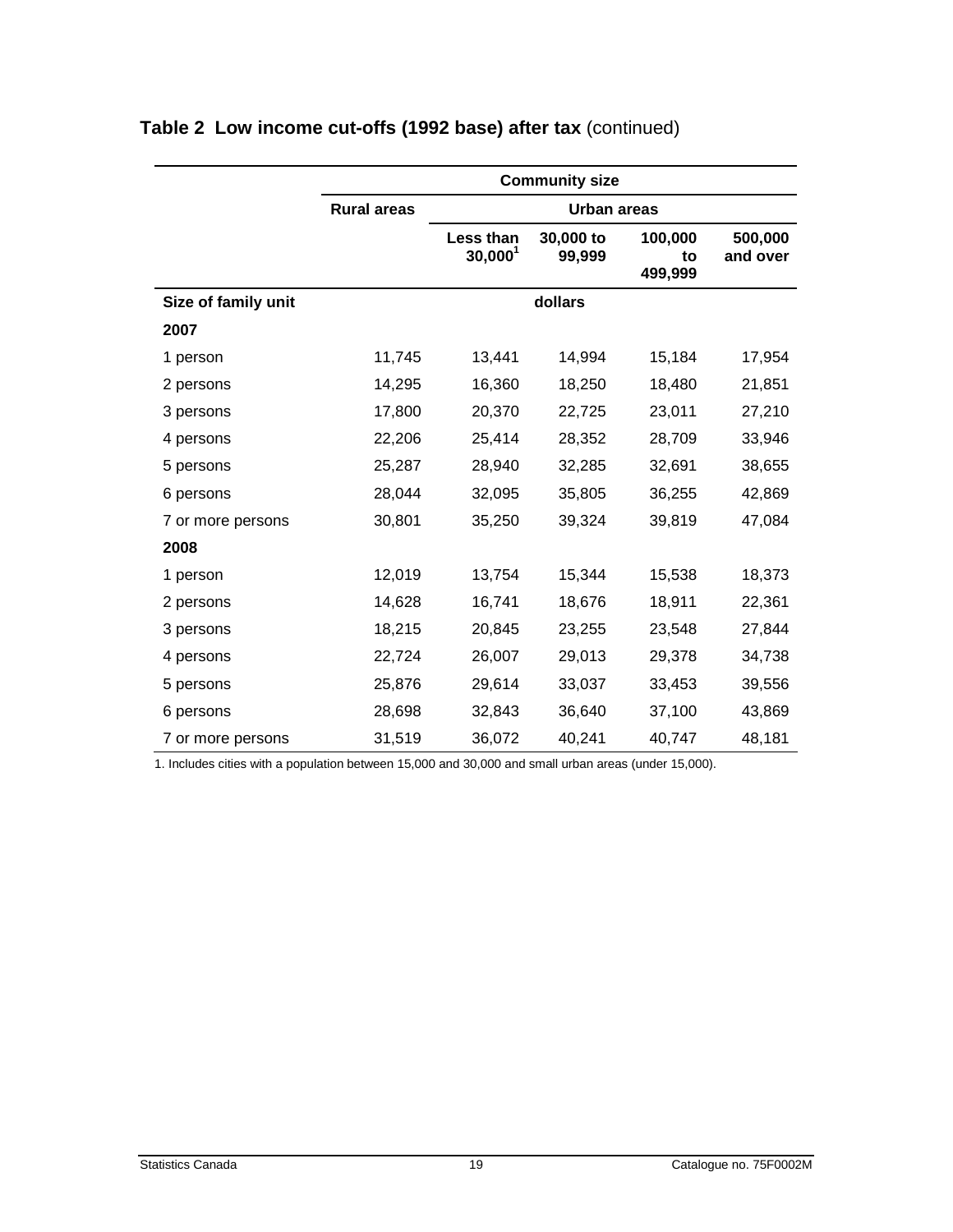**Table 2 Low income cut-offs (1992 base) after tax** (continued)

| | Community size | | | | |
|---|---|---|---|---|---|
| | Rural areas | Urban areas | | | |
| | | Less than 30,000[1] | 30,000 to 99,999 | 100,000 to 499,999 | 500,000 and over |
| **Size of family unit** | dollars | | | | |
| **2007** | | | | | |
| 1 person | 11,745 | 13,441 | 14,994 | 15,184 | 17,954 |
| 2 persons | 14,295 | 16,360 | 18,250 | 18,480 | 21,851 |
| 3 persons | 17,800 | 20,370 | 22,725 | 23,011 | 27,210 |
| 4 persons | 22,206 | 25,414 | 28,352 | 28,709 | 33,946 |
| 5 persons | 25,287 | 28,940 | 32,285 | 32,691 | 38,655 |
| 6 persons | 28,044 | 32,095 | 35,805 | 36,255 | 42,869 |
| 7 or more persons | 30,801 | 35,250 | 39,324 | 39,819 | 47,084 |
| **2008** | | | | | |
| 1 person | 12,019 | 13,754 | 15,344 | 15,538 | 18,373 |
| 2 persons | 14,628 | 16,741 | 18,676 | 18,911 | 22,361 |
| 3 persons | 18,215 | 20,845 | 23,255 | 23,548 | 27,844 |
| 4 persons | 22,724 | 26,007 | 29,013 | 29,378 | 34,738 |
| 5 persons | 25,876 | 29,614 | 33,037 | 33,453 | 39,556 |
| 6 persons | 28,698 | 32,843 | 36,640 | 37,100 | 43,869 |
| 7 or more persons | 31,519 | 36,072 | 40,241 | 40,747 | 48,181 |

1. Includes cities with a population between 15,000 and 30,000 and small urban areas (under 15,000).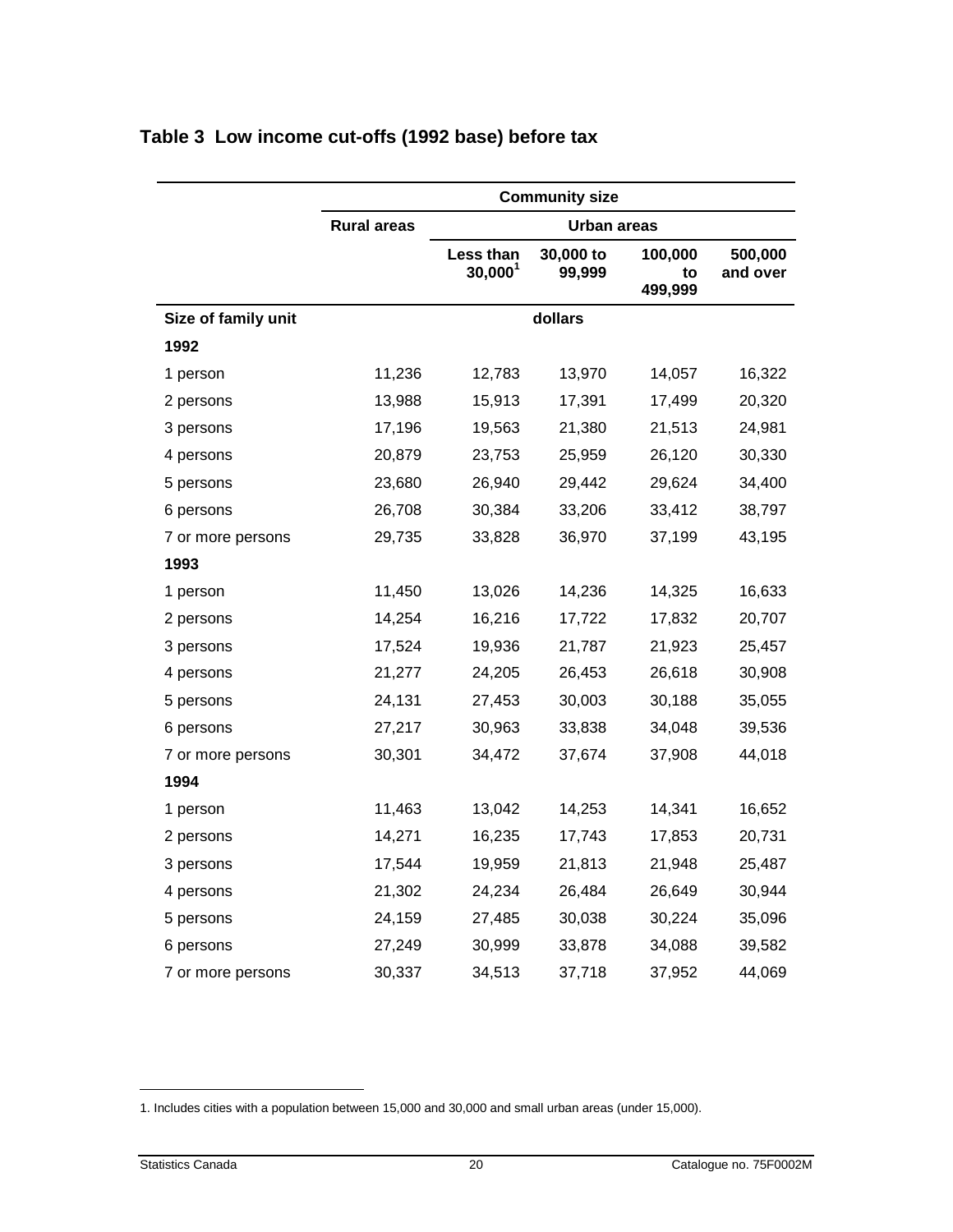## Table 3 Low income cut-offs (1992 base) before tax

| | Community size | | | | |
|---|---|---|---|---|---|
| | Rural areas | Urban areas | | | |
| | | Less than 30,000[1] | 30,000 to 99,999 | 100,000 to 499,999 | 500,000 and over |
| **Size of family unit** | dollars | | | | |
| **1992** | | | | | |
| 1 person | 11,236 | 12,783 | 13,970 | 14,057 | 16,322 |
| 2 persons | 13,988 | 15,913 | 17,391 | 17,499 | 20,320 |
| 3 persons | 17,196 | 19,563 | 21,380 | 21,513 | 24,981 |
| 4 persons | 20,879 | 23,753 | 25,959 | 26,120 | 30,330 |
| 5 persons | 23,680 | 26,940 | 29,442 | 29,624 | 34,400 |
| 6 persons | 26,708 | 30,384 | 33,206 | 33,412 | 38,797 |
| 7 or more persons | 29,735 | 33,828 | 36,970 | 37,199 | 43,195 |
| **1993** | | | | | |
| 1 person | 11,450 | 13,026 | 14,236 | 14,325 | 16,633 |
| 2 persons | 14,254 | 16,216 | 17,722 | 17,832 | 20,707 |
| 3 persons | 17,524 | 19,936 | 21,787 | 21,923 | 25,457 |
| 4 persons | 21,277 | 24,205 | 26,453 | 26,618 | 30,908 |
| 5 persons | 24,131 | 27,453 | 30,003 | 30,188 | 35,055 |
| 6 persons | 27,217 | 30,963 | 33,838 | 34,048 | 39,536 |
| 7 or more persons | 30,301 | 34,472 | 37,674 | 37,908 | 44,018 |
| **1994** | | | | | |
| 1 person | 11,463 | 13,042 | 14,253 | 14,341 | 16,652 |
| 2 persons | 14,271 | 16,235 | 17,743 | 17,853 | 20,731 |
| 3 persons | 17,544 | 19,959 | 21,813 | 21,948 | 25,487 |
| 4 persons | 21,302 | 24,234 | 26,484 | 26,649 | 30,944 |
| 5 persons | 24,159 | 27,485 | 30,038 | 30,224 | 35,096 |
| 6 persons | 27,249 | 30,999 | 33,878 | 34,088 | 39,582 |
| 7 or more persons | 30,337 | 34,513 | 37,718 | 37,952 | 44,069 |

1. Includes cities with a population between 15,000 and 30,000 and small urban areas (under 15,000).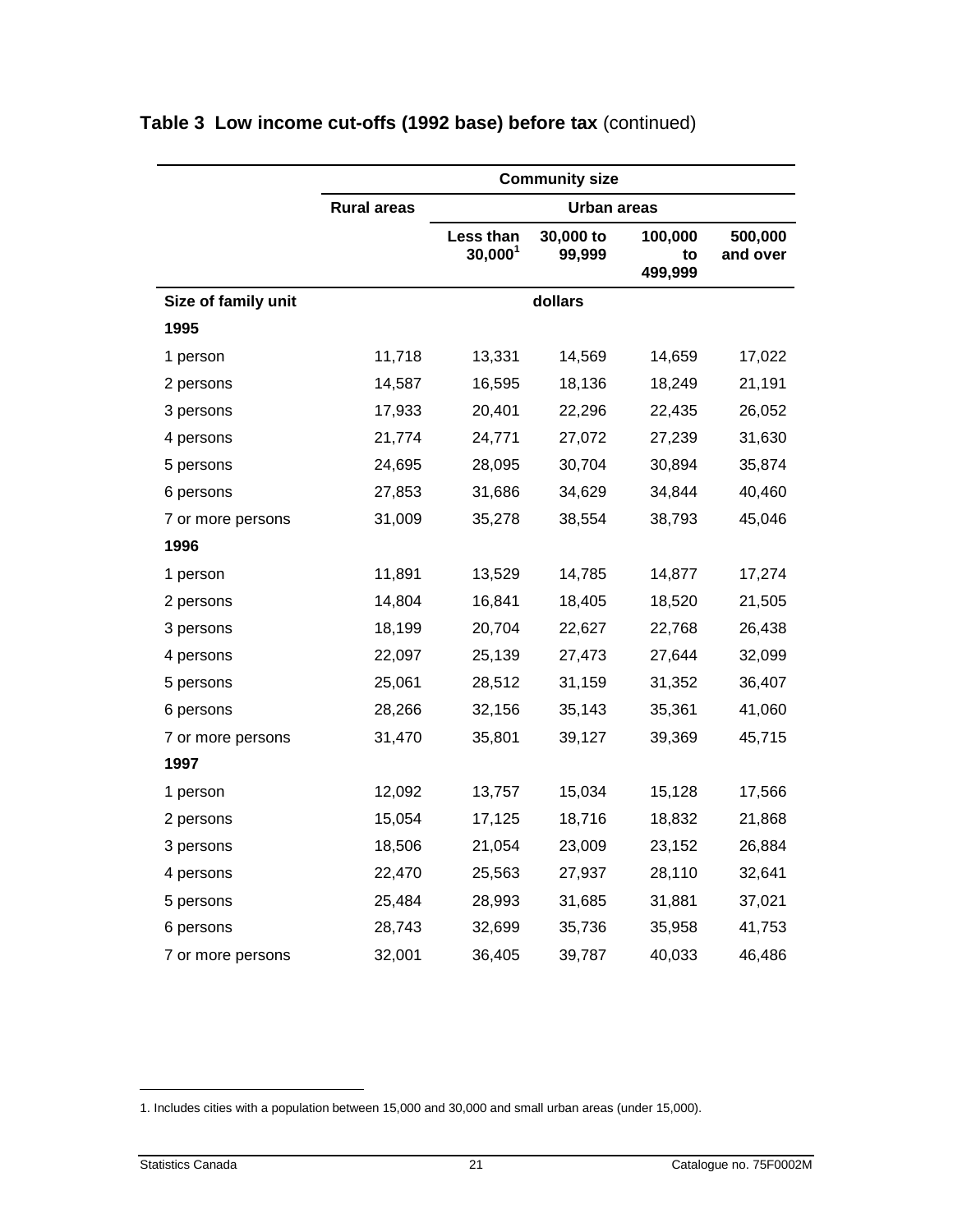## Table 3 Low income cut-offs (1992 base) before tax (continued)

| | Community size | | | | |
|---|---|---|---|---|---|
| | Rural areas | Urban areas | | | |
| | | Less than 30,000[1] | 30,000 to 99,999 | 100,000 to 499,999 | 500,000 and over |
| **Size of family unit** | dollars | | | | |
| **1995** | | | | | |
| 1 person | 11,718 | 13,331 | 14,569 | 14,659 | 17,022 |
| 2 persons | 14,587 | 16,595 | 18,136 | 18,249 | 21,191 |
| 3 persons | 17,933 | 20,401 | 22,296 | 22,435 | 26,052 |
| 4 persons | 21,774 | 24,771 | 27,072 | 27,239 | 31,630 |
| 5 persons | 24,695 | 28,095 | 30,704 | 30,894 | 35,874 |
| 6 persons | 27,853 | 31,686 | 34,629 | 34,844 | 40,460 |
| 7 or more persons | 31,009 | 35,278 | 38,554 | 38,793 | 45,046 |
| **1996** | | | | | |
| 1 person | 11,891 | 13,529 | 14,785 | 14,877 | 17,274 |
| 2 persons | 14,804 | 16,841 | 18,405 | 18,520 | 21,505 |
| 3 persons | 18,199 | 20,704 | 22,627 | 22,768 | 26,438 |
| 4 persons | 22,097 | 25,139 | 27,473 | 27,644 | 32,099 |
| 5 persons | 25,061 | 28,512 | 31,159 | 31,352 | 36,407 |
| 6 persons | 28,266 | 32,156 | 35,143 | 35,361 | 41,060 |
| 7 or more persons | 31,470 | 35,801 | 39,127 | 39,369 | 45,715 |
| **1997** | | | | | |
| 1 person | 12,092 | 13,757 | 15,034 | 15,128 | 17,566 |
| 2 persons | 15,054 | 17,125 | 18,716 | 18,832 | 21,868 |
| 3 persons | 18,506 | 21,054 | 23,009 | 23,152 | 26,884 |
| 4 persons | 22,470 | 25,563 | 27,937 | 28,110 | 32,641 |
| 5 persons | 25,484 | 28,993 | 31,685 | 31,881 | 37,021 |
| 6 persons | 28,743 | 32,699 | 35,736 | 35,958 | 41,753 |
| 7 or more persons | 32,001 | 36,405 | 39,787 | 40,033 | 46,486 |

1. Includes cities with a population between 15,000 and 30,000 and small urban areas (under 15,000).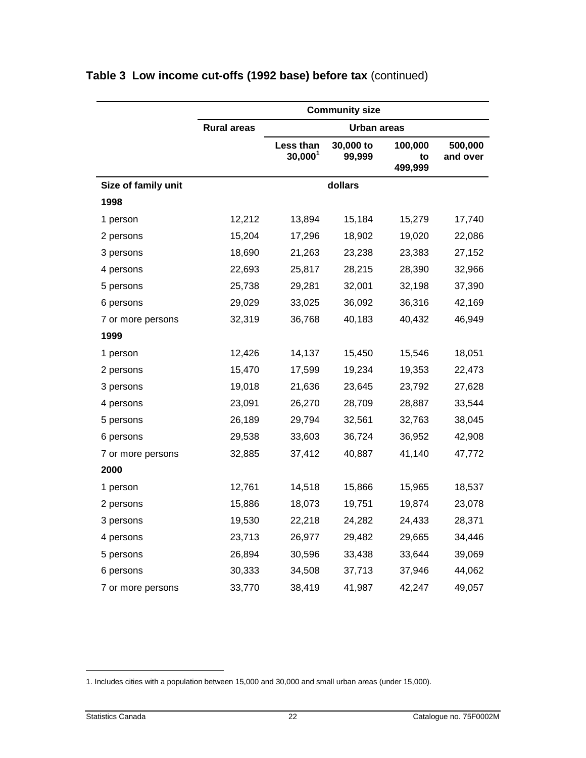## Table 3 Low income cut-offs (1992 base) before tax (continued)

| | Community size | | | | |
|---|---|---|---|---|---|
| | Rural areas | Urban areas | | | |
| | | Less than 30,000[1] | 30,000 to 99,999 | 100,000 to 499,999 | 500,000 and over |
| **Size of family unit** | dollars | | | | |
| **1998** | | | | | |
| 1 person | 12,212 | 13,894 | 15,184 | 15,279 | 17,740 |
| 2 persons | 15,204 | 17,296 | 18,902 | 19,020 | 22,086 |
| 3 persons | 18,690 | 21,263 | 23,238 | 23,383 | 27,152 |
| 4 persons | 22,693 | 25,817 | 28,215 | 28,390 | 32,966 |
| 5 persons | 25,738 | 29,281 | 32,001 | 32,198 | 37,390 |
| 6 persons | 29,029 | 33,025 | 36,092 | 36,316 | 42,169 |
| 7 or more persons | 32,319 | 36,768 | 40,183 | 40,432 | 46,949 |
| **1999** | | | | | |
| 1 person | 12,426 | 14,137 | 15,450 | 15,546 | 18,051 |
| 2 persons | 15,470 | 17,599 | 19,234 | 19,353 | 22,473 |
| 3 persons | 19,018 | 21,636 | 23,645 | 23,792 | 27,628 |
| 4 persons | 23,091 | 26,270 | 28,709 | 28,887 | 33,544 |
| 5 persons | 26,189 | 29,794 | 32,561 | 32,763 | 38,045 |
| 6 persons | 29,538 | 33,603 | 36,724 | 36,952 | 42,908 |
| 7 or more persons | 32,885 | 37,412 | 40,887 | 41,140 | 47,772 |
| **2000** | | | | | |
| 1 person | 12,761 | 14,518 | 15,866 | 15,965 | 18,537 |
| 2 persons | 15,886 | 18,073 | 19,751 | 19,874 | 23,078 |
| 3 persons | 19,530 | 22,218 | 24,282 | 24,433 | 28,371 |
| 4 persons | 23,713 | 26,977 | 29,482 | 29,665 | 34,446 |
| 5 persons | 26,894 | 30,596 | 33,438 | 33,644 | 39,069 |
| 6 persons | 30,333 | 34,508 | 37,713 | 37,946 | 44,062 |
| 7 or more persons | 33,770 | 38,419 | 41,987 | 42,247 | 49,057 |

1. Includes cities with a population between 15,000 and 30,000 and small urban areas (under 15,000).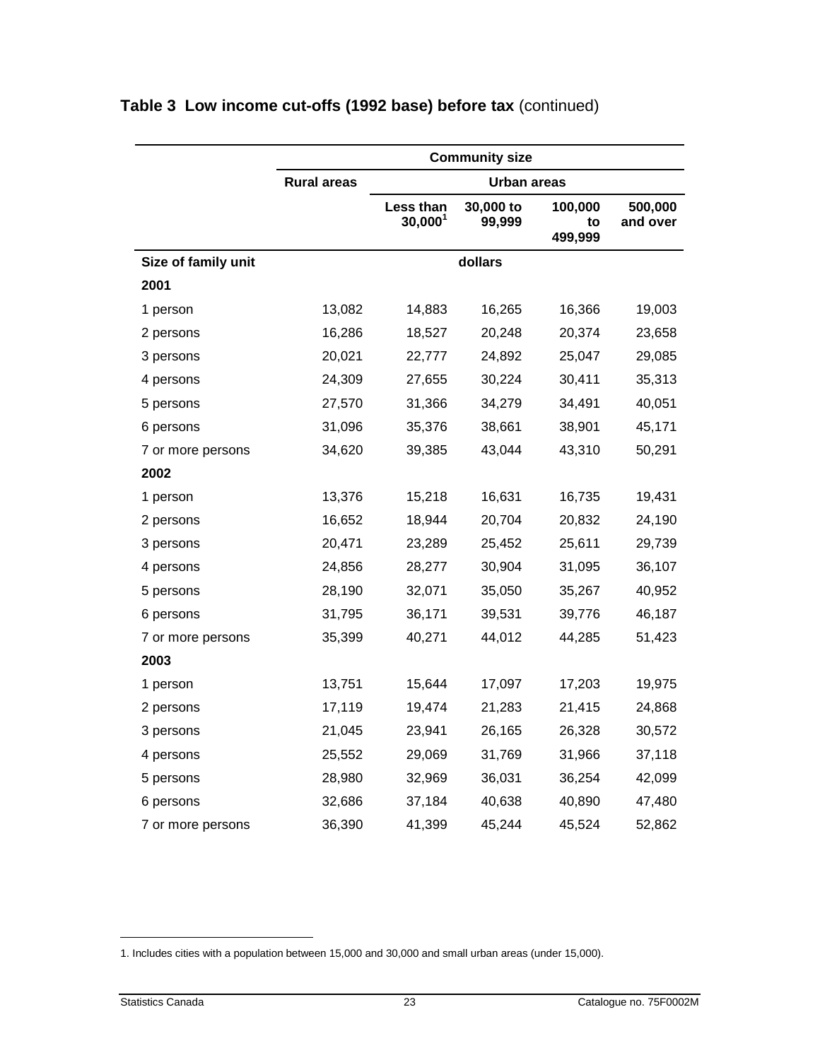## Table 3 Low income cut-offs (1992 base) before tax (continued)

| | Community size | | | | |
|---|---|---|---|---|---|
| | Rural areas | Urban areas | | | |
| | | Less than 30,000[1] | 30,000 to 99,999 | 100,000 to 499,999 | 500,000 and over |
| **Size of family unit** | dollars | | | | |
| **2001** | | | | | |
| 1 person | 13,082 | 14,883 | 16,265 | 16,366 | 19,003 |
| 2 persons | 16,286 | 18,527 | 20,248 | 20,374 | 23,658 |
| 3 persons | 20,021 | 22,777 | 24,892 | 25,047 | 29,085 |
| 4 persons | 24,309 | 27,655 | 30,224 | 30,411 | 35,313 |
| 5 persons | 27,570 | 31,366 | 34,279 | 34,491 | 40,051 |
| 6 persons | 31,096 | 35,376 | 38,661 | 38,901 | 45,171 |
| 7 or more persons | 34,620 | 39,385 | 43,044 | 43,310 | 50,291 |
| **2002** | | | | | |
| 1 person | 13,376 | 15,218 | 16,631 | 16,735 | 19,431 |
| 2 persons | 16,652 | 18,944 | 20,704 | 20,832 | 24,190 |
| 3 persons | 20,471 | 23,289 | 25,452 | 25,611 | 29,739 |
| 4 persons | 24,856 | 28,277 | 30,904 | 31,095 | 36,107 |
| 5 persons | 28,190 | 32,071 | 35,050 | 35,267 | 40,952 |
| 6 persons | 31,795 | 36,171 | 39,531 | 39,776 | 46,187 |
| 7 or more persons | 35,399 | 40,271 | 44,012 | 44,285 | 51,423 |
| **2003** | | | | | |
| 1 person | 13,751 | 15,644 | 17,097 | 17,203 | 19,975 |
| 2 persons | 17,119 | 19,474 | 21,283 | 21,415 | 24,868 |
| 3 persons | 21,045 | 23,941 | 26,165 | 26,328 | 30,572 |
| 4 persons | 25,552 | 29,069 | 31,769 | 31,966 | 37,118 |
| 5 persons | 28,980 | 32,969 | 36,031 | 36,254 | 42,099 |
| 6 persons | 32,686 | 37,184 | 40,638 | 40,890 | 47,480 |
| 7 or more persons | 36,390 | 41,399 | 45,244 | 45,524 | 52,862 |

1. Includes cities with a population between 15,000 and 30,000 and small urban areas (under 15,000).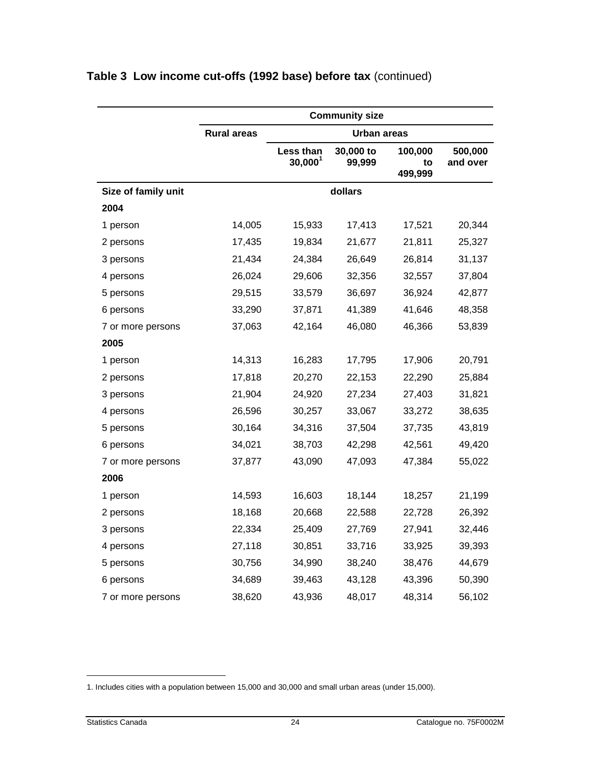## Table 3 Low income cut-offs (1992 base) before tax (continued)

| | Community size | | | | |
|---|---|---|---|---|---|
| | Rural areas | Urban areas | | | |
| | | Less than 30,000[1] | 30,000 to 99,999 | 100,000 to 499,999 | 500,000 and over |
| Size of family unit | dollars | | | | |
| **2004** | | | | | |
| 1 person | 14,005 | 15,933 | 17,413 | 17,521 | 20,344 |
| 2 persons | 17,435 | 19,834 | 21,677 | 21,811 | 25,327 |
| 3 persons | 21,434 | 24,384 | 26,649 | 26,814 | 31,137 |
| 4 persons | 26,024 | 29,606 | 32,356 | 32,557 | 37,804 |
| 5 persons | 29,515 | 33,579 | 36,697 | 36,924 | 42,877 |
| 6 persons | 33,290 | 37,871 | 41,389 | 41,646 | 48,358 |
| 7 or more persons | 37,063 | 42,164 | 46,080 | 46,366 | 53,839 |
| **2005** | | | | | |
| 1 person | 14,313 | 16,283 | 17,795 | 17,906 | 20,791 |
| 2 persons | 17,818 | 20,270 | 22,153 | 22,290 | 25,884 |
| 3 persons | 21,904 | 24,920 | 27,234 | 27,403 | 31,821 |
| 4 persons | 26,596 | 30,257 | 33,067 | 33,272 | 38,635 |
| 5 persons | 30,164 | 34,316 | 37,504 | 37,735 | 43,819 |
| 6 persons | 34,021 | 38,703 | 42,298 | 42,561 | 49,420 |
| 7 or more persons | 37,877 | 43,090 | 47,093 | 47,384 | 55,022 |
| **2006** | | | | | |
| 1 person | 14,593 | 16,603 | 18,144 | 18,257 | 21,199 |
| 2 persons | 18,168 | 20,668 | 22,588 | 22,728 | 26,392 |
| 3 persons | 22,334 | 25,409 | 27,769 | 27,941 | 32,446 |
| 4 persons | 27,118 | 30,851 | 33,716 | 33,925 | 39,393 |
| 5 persons | 30,756 | 34,990 | 38,240 | 38,476 | 44,679 |
| 6 persons | 34,689 | 39,463 | 43,128 | 43,396 | 50,390 |
| 7 or more persons | 38,620 | 43,936 | 48,017 | 48,314 | 56,102 |

1. Includes cities with a population between 15,000 and 30,000 and small urban areas (under 15,000).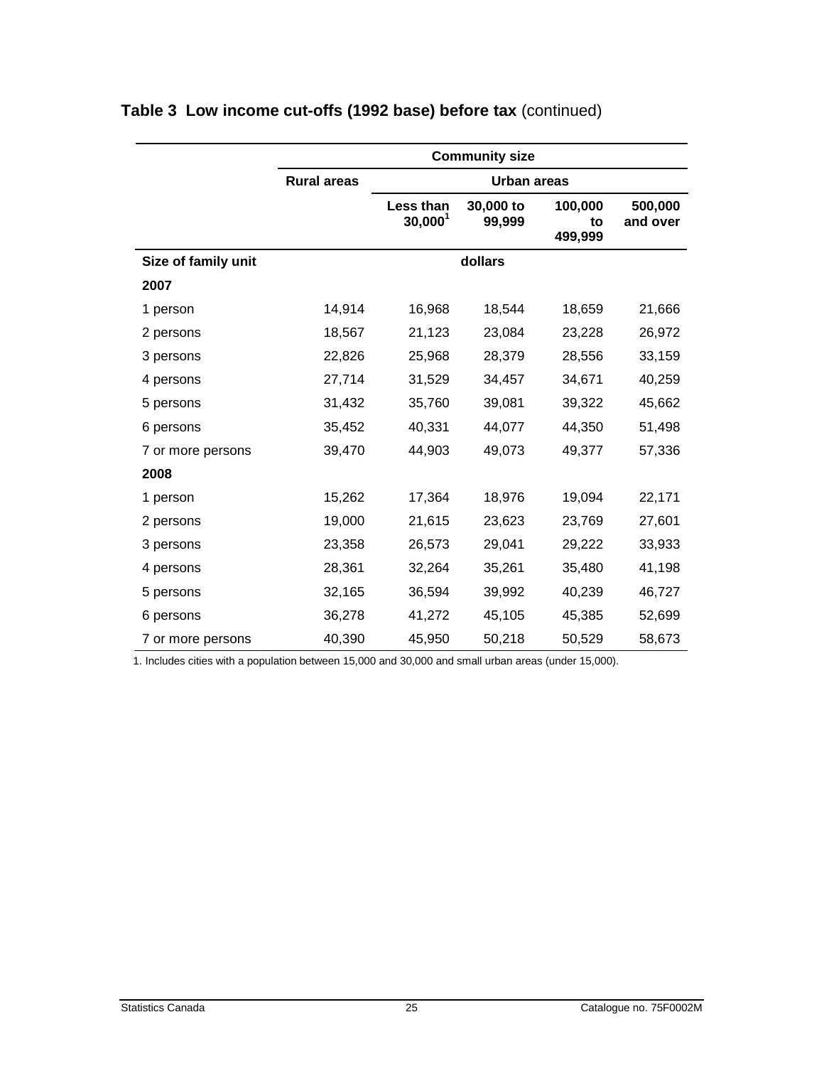## Table 3 Low income cut-offs (1992 base) before tax (continued)

| | Community size | | | | |
|---|---|---|---|---|---|
| | Rural areas | Urban areas | | | |
| | | Less than 30,000[1] | 30,000 to 99,999 | 100,000 to 499,999 | 500,000 and over |
| Size of family unit | dollars | | | | |
| **2007** | | | | | |
| 1 person | 14,914 | 16,968 | 18,544 | 18,659 | 21,666 |
| 2 persons | 18,567 | 21,123 | 23,084 | 23,228 | 26,972 |
| 3 persons | 22,826 | 25,968 | 28,379 | 28,556 | 33,159 |
| 4 persons | 27,714 | 31,529 | 34,457 | 34,671 | 40,259 |
| 5 persons | 31,432 | 35,760 | 39,081 | 39,322 | 45,662 |
| 6 persons | 35,452 | 40,331 | 44,077 | 44,350 | 51,498 |
| 7 or more persons | 39,470 | 44,903 | 49,073 | 49,377 | 57,336 |
| **2008** | | | | | |
| 1 person | 15,262 | 17,364 | 18,976 | 19,094 | 22,171 |
| 2 persons | 19,000 | 21,615 | 23,623 | 23,769 | 27,601 |
| 3 persons | 23,358 | 26,573 | 29,041 | 29,222 | 33,933 |
| 4 persons | 28,361 | 32,264 | 35,261 | 35,480 | 41,198 |
| 5 persons | 32,165 | 36,594 | 39,992 | 40,239 | 46,727 |
| 6 persons | 36,278 | 41,272 | 45,105 | 45,385 | 52,699 |
| 7 or more persons | 40,390 | 45,950 | 50,218 | 50,529 | 58,673 |

1. Includes cities with a population between 15,000 and 30,000 and small urban areas (under 15,000).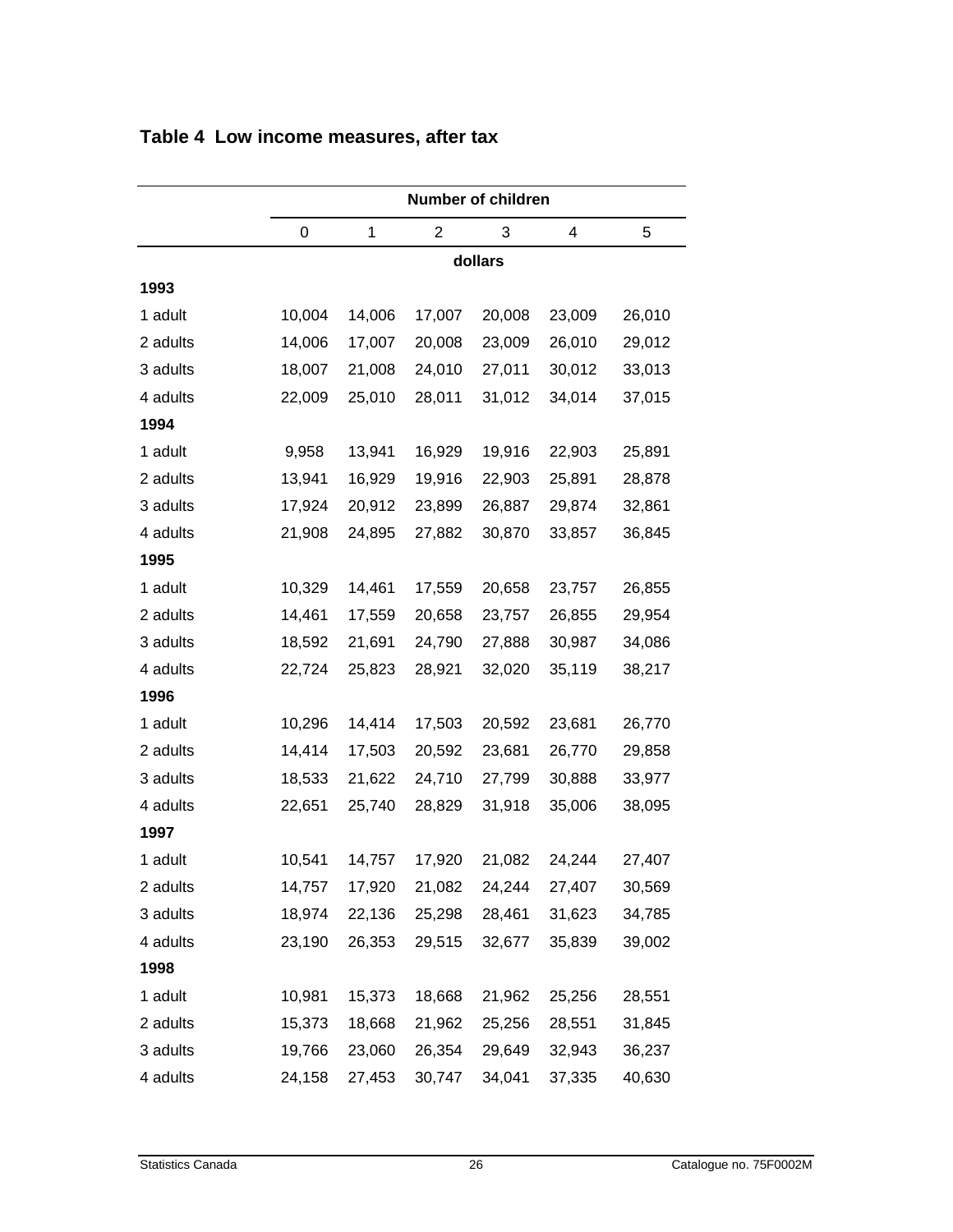## Table 4 Low income measures, after tax

| | Number of children | | | | | |
|---|---|---|---|---|---|---|
| | 0 | 1 | 2 | 3 | 4 | 5 |
| | dollars | | | | | |
| **1993** | | | | | | |
| 1 adult | 10,004 | 14,006 | 17,007 | 20,008 | 23,009 | 26,010 |
| 2 adults | 14,006 | 17,007 | 20,008 | 23,009 | 26,010 | 29,012 |
| 3 adults | 18,007 | 21,008 | 24,010 | 27,011 | 30,012 | 33,013 |
| 4 adults | 22,009 | 25,010 | 28,011 | 31,012 | 34,014 | 37,015 |
| **1994** | | | | | | |
| 1 adult | 9,958 | 13,941 | 16,929 | 19,916 | 22,903 | 25,891 |
| 2 adults | 13,941 | 16,929 | 19,916 | 22,903 | 25,891 | 28,878 |
| 3 adults | 17,924 | 20,912 | 23,899 | 26,887 | 29,874 | 32,861 |
| 4 adults | 21,908 | 24,895 | 27,882 | 30,870 | 33,857 | 36,845 |
| **1995** | | | | | | |
| 1 adult | 10,329 | 14,461 | 17,559 | 20,658 | 23,757 | 26,855 |
| 2 adults | 14,461 | 17,559 | 20,658 | 23,757 | 26,855 | 29,954 |
| 3 adults | 18,592 | 21,691 | 24,790 | 27,888 | 30,987 | 34,086 |
| 4 adults | 22,724 | 25,823 | 28,921 | 32,020 | 35,119 | 38,217 |
| **1996** | | | | | | |
| 1 adult | 10,296 | 14,414 | 17,503 | 20,592 | 23,681 | 26,770 |
| 2 adults | 14,414 | 17,503 | 20,592 | 23,681 | 26,770 | 29,858 |
| 3 adults | 18,533 | 21,622 | 24,710 | 27,799 | 30,888 | 33,977 |
| 4 adults | 22,651 | 25,740 | 28,829 | 31,918 | 35,006 | 38,095 |
| **1997** | | | | | | |
| 1 adult | 10,541 | 14,757 | 17,920 | 21,082 | 24,244 | 27,407 |
| 2 adults | 14,757 | 17,920 | 21,082 | 24,244 | 27,407 | 30,569 |
| 3 adults | 18,974 | 22,136 | 25,298 | 28,461 | 31,623 | 34,785 |
| 4 adults | 23,190 | 26,353 | 29,515 | 32,677 | 35,839 | 39,002 |
| **1998** | | | | | | |
| 1 adult | 10,981 | 15,373 | 18,668 | 21,962 | 25,256 | 28,551 |
| 2 adults | 15,373 | 18,668 | 21,962 | 25,256 | 28,551 | 31,845 |
| 3 adults | 19,766 | 23,060 | 26,354 | 29,649 | 32,943 | 36,237 |
| 4 adults | 24,158 | 27,453 | 30,747 | 34,041 | 37,335 | 40,630 |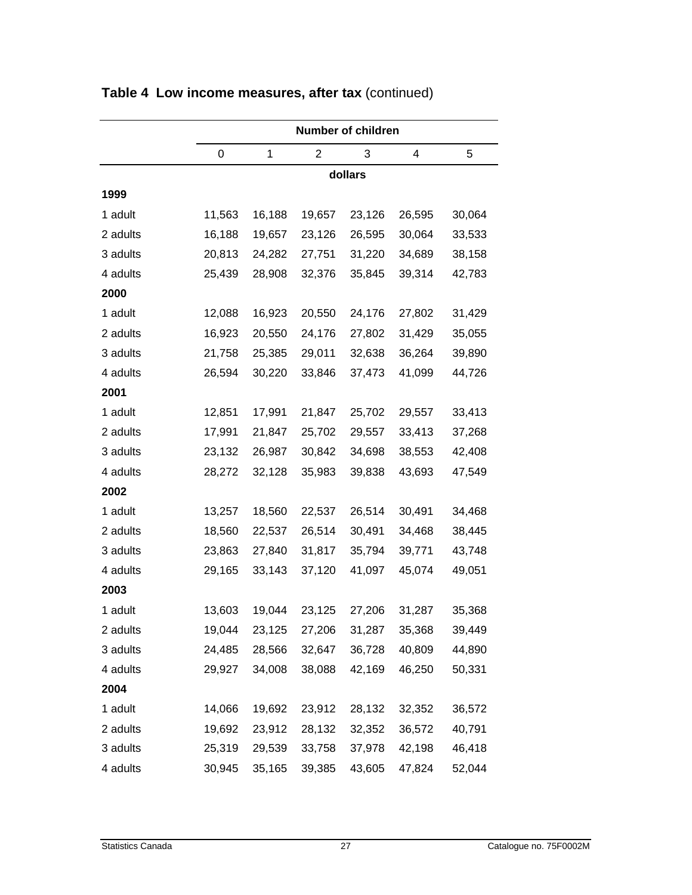**Table 4 Low income measures, after tax** (continued)

| | Number of children | | | | | |
|---|---|---|---|---|---|---|
| | 0 | 1 | 2 | 3 | 4 | 5 |
| | dollars | | | | | |
| **1999** | | | | | | |
| 1 adult | 11,563 | 16,188 | 19,657 | 23,126 | 26,595 | 30,064 |
| 2 adults | 16,188 | 19,657 | 23,126 | 26,595 | 30,064 | 33,533 |
| 3 adults | 20,813 | 24,282 | 27,751 | 31,220 | 34,689 | 38,158 |
| 4 adults | 25,439 | 28,908 | 32,376 | 35,845 | 39,314 | 42,783 |
| **2000** | | | | | | |
| 1 adult | 12,088 | 16,923 | 20,550 | 24,176 | 27,802 | 31,429 |
| 2 adults | 16,923 | 20,550 | 24,176 | 27,802 | 31,429 | 35,055 |
| 3 adults | 21,758 | 25,385 | 29,011 | 32,638 | 36,264 | 39,890 |
| 4 adults | 26,594 | 30,220 | 33,846 | 37,473 | 41,099 | 44,726 |
| **2001** | | | | | | |
| 1 adult | 12,851 | 17,991 | 21,847 | 25,702 | 29,557 | 33,413 |
| 2 adults | 17,991 | 21,847 | 25,702 | 29,557 | 33,413 | 37,268 |
| 3 adults | 23,132 | 26,987 | 30,842 | 34,698 | 38,553 | 42,408 |
| 4 adults | 28,272 | 32,128 | 35,983 | 39,838 | 43,693 | 47,549 |
| **2002** | | | | | | |
| 1 adult | 13,257 | 18,560 | 22,537 | 26,514 | 30,491 | 34,468 |
| 2 adults | 18,560 | 22,537 | 26,514 | 30,491 | 34,468 | 38,445 |
| 3 adults | 23,863 | 27,840 | 31,817 | 35,794 | 39,771 | 43,748 |
| 4 adults | 29,165 | 33,143 | 37,120 | 41,097 | 45,074 | 49,051 |
| **2003** | | | | | | |
| 1 adult | 13,603 | 19,044 | 23,125 | 27,206 | 31,287 | 35,368 |
| 2 adults | 19,044 | 23,125 | 27,206 | 31,287 | 35,368 | 39,449 |
| 3 adults | 24,485 | 28,566 | 32,647 | 36,728 | 40,809 | 44,890 |
| 4 adults | 29,927 | 34,008 | 38,088 | 42,169 | 46,250 | 50,331 |
| **2004** | | | | | | |
| 1 adult | 14,066 | 19,692 | 23,912 | 28,132 | 32,352 | 36,572 |
| 2 adults | 19,692 | 23,912 | 28,132 | 32,352 | 36,572 | 40,791 |
| 3 adults | 25,319 | 29,539 | 33,758 | 37,978 | 42,198 | 46,418 |
| 4 adults | 30,945 | 35,165 | 39,385 | 43,605 | 47,824 | 52,044 |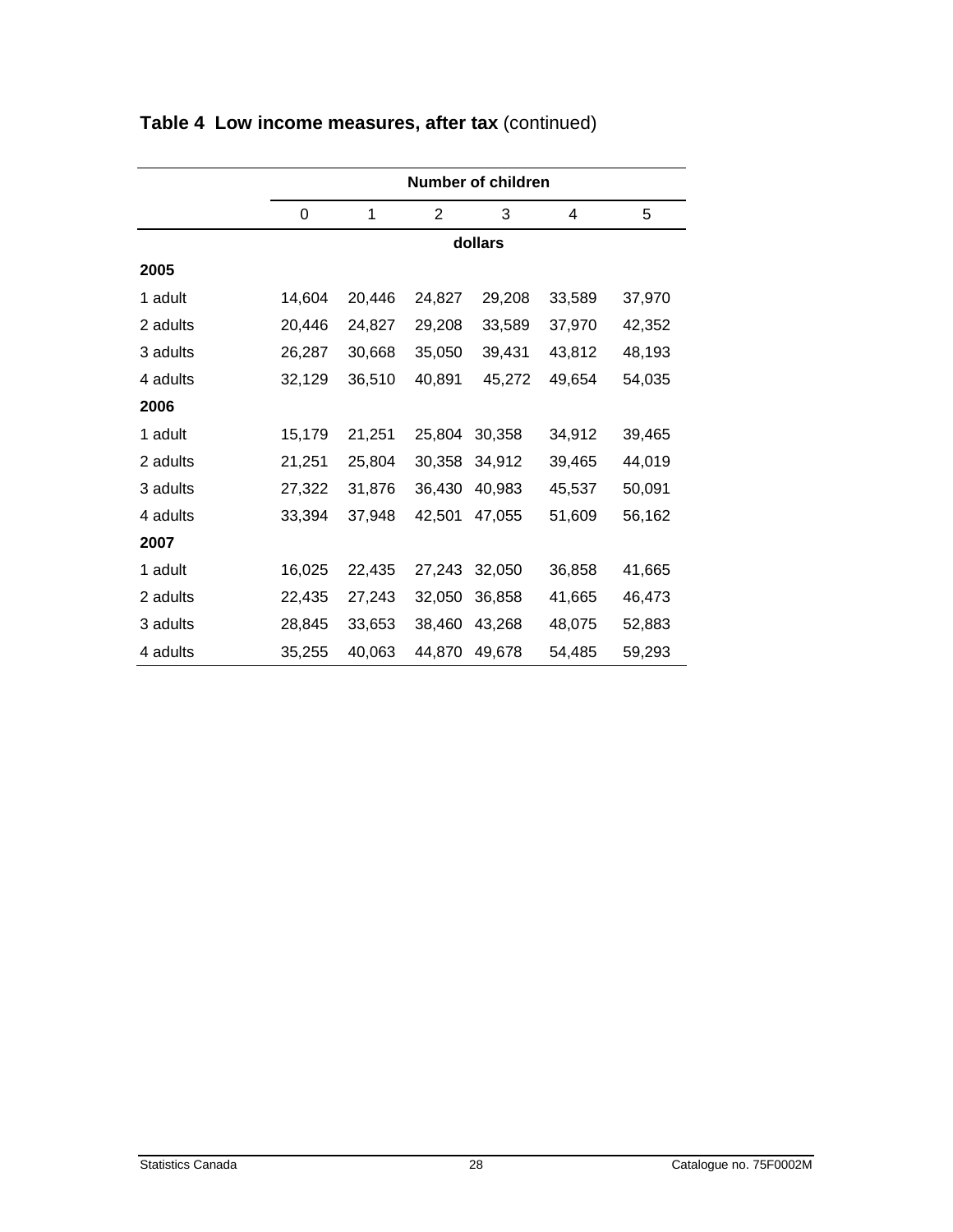**Table 4 Low income measures, after tax** (continued)

| | Number of children | | | | | |
|---|---|---|---|---|---|---|
| | 0 | 1 | 2 | 3 | 4 | 5 |
| | dollars | | | | | |
| **2005** | | | | | | |
| 1 adult | 14,604 | 20,446 | 24,827 | 29,208 | 33,589 | 37,970 |
| 2 adults | 20,446 | 24,827 | 29,208 | 33,589 | 37,970 | 42,352 |
| 3 adults | 26,287 | 30,668 | 35,050 | 39,431 | 43,812 | 48,193 |
| 4 adults | 32,129 | 36,510 | 40,891 | 45,272 | 49,654 | 54,035 |
| **2006** | | | | | | |
| 1 adult | 15,179 | 21,251 | 25,804 | 30,358 | 34,912 | 39,465 |
| 2 adults | 21,251 | 25,804 | 30,358 | 34,912 | 39,465 | 44,019 |
| 3 adults | 27,322 | 31,876 | 36,430 | 40,983 | 45,537 | 50,091 |
| 4 adults | 33,394 | 37,948 | 42,501 | 47,055 | 51,609 | 56,162 |
| **2007** | | | | | | |
| 1 adult | 16,025 | 22,435 | 27,243 | 32,050 | 36,858 | 41,665 |
| 2 adults | 22,435 | 27,243 | 32,050 | 36,858 | 41,665 | 46,473 |
| 3 adults | 28,845 | 33,653 | 38,460 | 43,268 | 48,075 | 52,883 |
| 4 adults | 35,255 | 40,063 | 44,870 | 49,678 | 54,485 | 59,293 |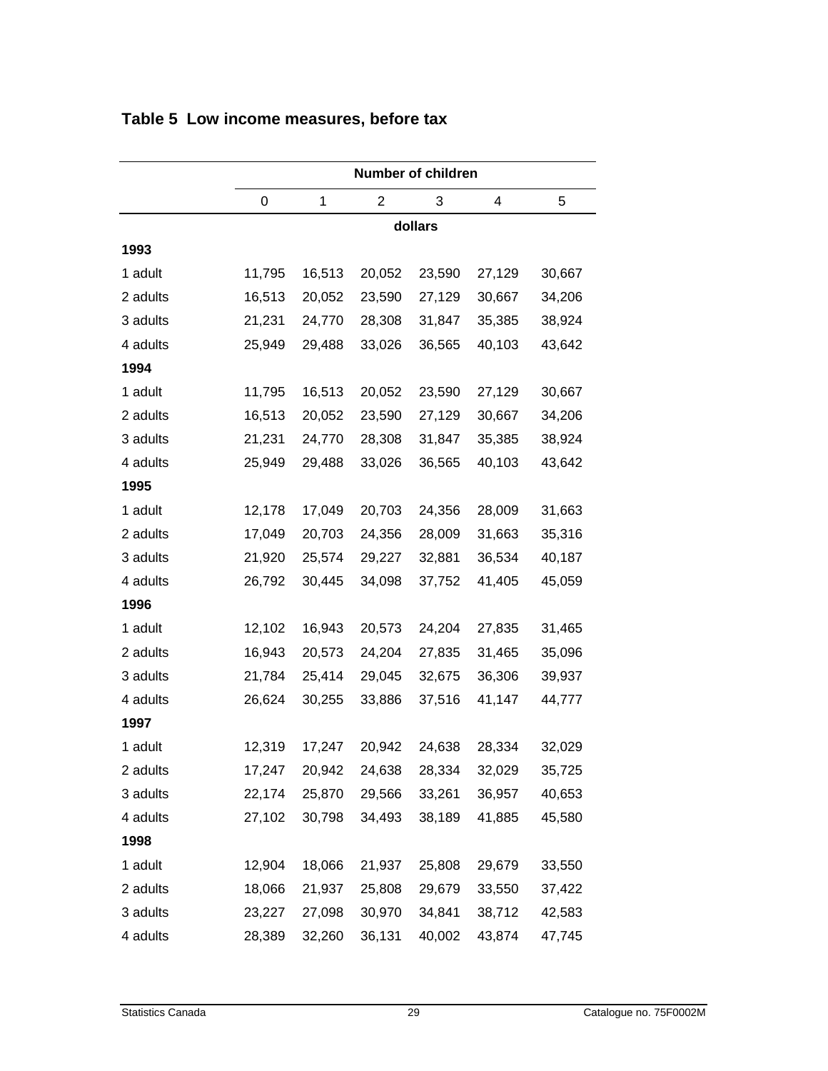## Table 5 Low income measures, before tax

| | Number of children | | | | | |
|---|---|---|---|---|---|---|
| | 0 | 1 | 2 | 3 | 4 | 5 |
| | dollars | | | | | |
| **1993** | | | | | | |
| 1 adult | 11,795 | 16,513 | 20,052 | 23,590 | 27,129 | 30,667 |
| 2 adults | 16,513 | 20,052 | 23,590 | 27,129 | 30,667 | 34,206 |
| 3 adults | 21,231 | 24,770 | 28,308 | 31,847 | 35,385 | 38,924 |
| 4 adults | 25,949 | 29,488 | 33,026 | 36,565 | 40,103 | 43,642 |
| **1994** | | | | | | |
| 1 adult | 11,795 | 16,513 | 20,052 | 23,590 | 27,129 | 30,667 |
| 2 adults | 16,513 | 20,052 | 23,590 | 27,129 | 30,667 | 34,206 |
| 3 adults | 21,231 | 24,770 | 28,308 | 31,847 | 35,385 | 38,924 |
| 4 adults | 25,949 | 29,488 | 33,026 | 36,565 | 40,103 | 43,642 |
| **1995** | | | | | | |
| 1 adult | 12,178 | 17,049 | 20,703 | 24,356 | 28,009 | 31,663 |
| 2 adults | 17,049 | 20,703 | 24,356 | 28,009 | 31,663 | 35,316 |
| 3 adults | 21,920 | 25,574 | 29,227 | 32,881 | 36,534 | 40,187 |
| 4 adults | 26,792 | 30,445 | 34,098 | 37,752 | 41,405 | 45,059 |
| **1996** | | | | | | |
| 1 adult | 12,102 | 16,943 | 20,573 | 24,204 | 27,835 | 31,465 |
| 2 adults | 16,943 | 20,573 | 24,204 | 27,835 | 31,465 | 35,096 |
| 3 adults | 21,784 | 25,414 | 29,045 | 32,675 | 36,306 | 39,937 |
| 4 adults | 26,624 | 30,255 | 33,886 | 37,516 | 41,147 | 44,777 |
| **1997** | | | | | | |
| 1 adult | 12,319 | 17,247 | 20,942 | 24,638 | 28,334 | 32,029 |
| 2 adults | 17,247 | 20,942 | 24,638 | 28,334 | 32,029 | 35,725 |
| 3 adults | 22,174 | 25,870 | 29,566 | 33,261 | 36,957 | 40,653 |
| 4 adults | 27,102 | 30,798 | 34,493 | 38,189 | 41,885 | 45,580 |
| **1998** | | | | | | |
| 1 adult | 12,904 | 18,066 | 21,937 | 25,808 | 29,679 | 33,550 |
| 2 adults | 18,066 | 21,937 | 25,808 | 29,679 | 33,550 | 37,422 |
| 3 adults | 23,227 | 27,098 | 30,970 | 34,841 | 38,712 | 42,583 |
| 4 adults | 28,389 | 32,260 | 36,131 | 40,002 | 43,874 | 47,745 |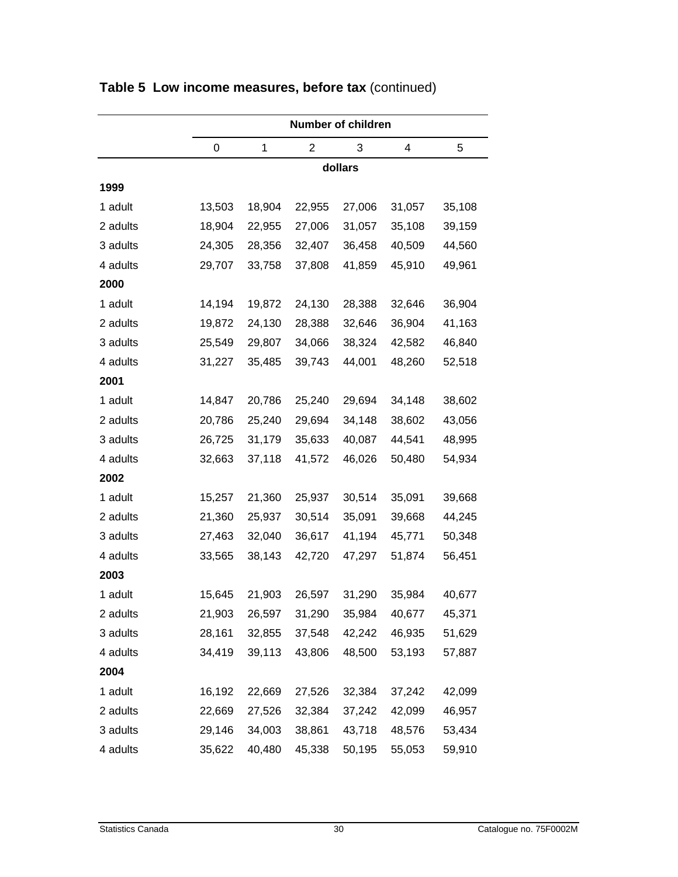**Table 5 Low income measures, before tax** (continued)

| | Number of children | | | | | |
|---|---|---|---|---|---|---|
| | 0 | 1 | 2 | 3 | 4 | 5 |
| | dollars | | | | | |
| **1999** | | | | | | |
| 1 adult | 13,503 | 18,904 | 22,955 | 27,006 | 31,057 | 35,108 |
| 2 adults | 18,904 | 22,955 | 27,006 | 31,057 | 35,108 | 39,159 |
| 3 adults | 24,305 | 28,356 | 32,407 | 36,458 | 40,509 | 44,560 |
| 4 adults | 29,707 | 33,758 | 37,808 | 41,859 | 45,910 | 49,961 |
| **2000** | | | | | | |
| 1 adult | 14,194 | 19,872 | 24,130 | 28,388 | 32,646 | 36,904 |
| 2 adults | 19,872 | 24,130 | 28,388 | 32,646 | 36,904 | 41,163 |
| 3 adults | 25,549 | 29,807 | 34,066 | 38,324 | 42,582 | 46,840 |
| 4 adults | 31,227 | 35,485 | 39,743 | 44,001 | 48,260 | 52,518 |
| **2001** | | | | | | |
| 1 adult | 14,847 | 20,786 | 25,240 | 29,694 | 34,148 | 38,602 |
| 2 adults | 20,786 | 25,240 | 29,694 | 34,148 | 38,602 | 43,056 |
| 3 adults | 26,725 | 31,179 | 35,633 | 40,087 | 44,541 | 48,995 |
| 4 adults | 32,663 | 37,118 | 41,572 | 46,026 | 50,480 | 54,934 |
| **2002** | | | | | | |
| 1 adult | 15,257 | 21,360 | 25,937 | 30,514 | 35,091 | 39,668 |
| 2 adults | 21,360 | 25,937 | 30,514 | 35,091 | 39,668 | 44,245 |
| 3 adults | 27,463 | 32,040 | 36,617 | 41,194 | 45,771 | 50,348 |
| 4 adults | 33,565 | 38,143 | 42,720 | 47,297 | 51,874 | 56,451 |
| **2003** | | | | | | |
| 1 adult | 15,645 | 21,903 | 26,597 | 31,290 | 35,984 | 40,677 |
| 2 adults | 21,903 | 26,597 | 31,290 | 35,984 | 40,677 | 45,371 |
| 3 adults | 28,161 | 32,855 | 37,548 | 42,242 | 46,935 | 51,629 |
| 4 adults | 34,419 | 39,113 | 43,806 | 48,500 | 53,193 | 57,887 |
| **2004** | | | | | | |
| 1 adult | 16,192 | 22,669 | 27,526 | 32,384 | 37,242 | 42,099 |
| 2 adults | 22,669 | 27,526 | 32,384 | 37,242 | 42,099 | 46,957 |
| 3 adults | 29,146 | 34,003 | 38,861 | 43,718 | 48,576 | 53,434 |
| 4 adults | 35,622 | 40,480 | 45,338 | 50,195 | 55,053 | 59,910 |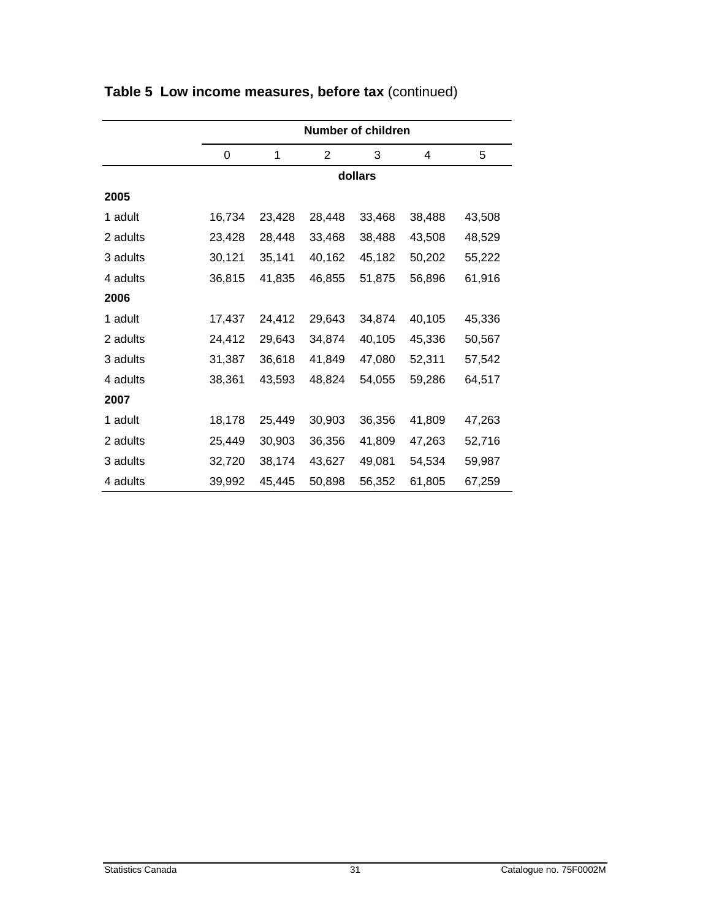**Table 5 Low income measures, before tax** (continued)

| | Number of children | | | | | |
|---|---|---|---|---|---|---|
| | 0 | 1 | 2 | 3 | 4 | 5 |
| | dollars | | | | | |
| **2005** | | | | | | |
| 1 adult | 16,734 | 23,428 | 28,448 | 33,468 | 38,488 | 43,508 |
| 2 adults | 23,428 | 28,448 | 33,468 | 38,488 | 43,508 | 48,529 |
| 3 adults | 30,121 | 35,141 | 40,162 | 45,182 | 50,202 | 55,222 |
| 4 adults | 36,815 | 41,835 | 46,855 | 51,875 | 56,896 | 61,916 |
| **2006** | | | | | | |
| 1 adult | 17,437 | 24,412 | 29,643 | 34,874 | 40,105 | 45,336 |
| 2 adults | 24,412 | 29,643 | 34,874 | 40,105 | 45,336 | 50,567 |
| 3 adults | 31,387 | 36,618 | 41,849 | 47,080 | 52,311 | 57,542 |
| 4 adults | 38,361 | 43,593 | 48,824 | 54,055 | 59,286 | 64,517 |
| **2007** | | | | | | |
| 1 adult | 18,178 | 25,449 | 30,903 | 36,356 | 41,809 | 47,263 |
| 2 adults | 25,449 | 30,903 | 36,356 | 41,809 | 47,263 | 52,716 |
| 3 adults | 32,720 | 38,174 | 43,627 | 49,081 | 54,534 | 59,987 |
| 4 adults | 39,992 | 45,445 | 50,898 | 56,352 | 61,805 | 67,259 |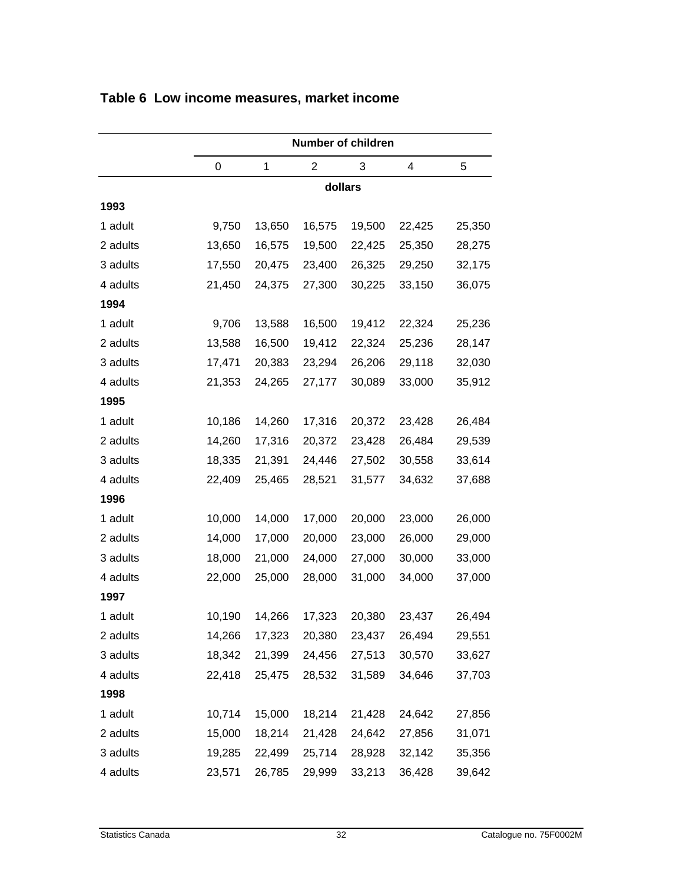## Table 6 Low income measures, market income

| | Number of children | | | | | |
|---|---|---|---|---|---|---|
| | 0 | 1 | 2 | 3 | 4 | 5 |
| | dollars | | | | | |
| **1993** | | | | | | |
| 1 adult | 9,750 | 13,650 | 16,575 | 19,500 | 22,425 | 25,350 |
| 2 adults | 13,650 | 16,575 | 19,500 | 22,425 | 25,350 | 28,275 |
| 3 adults | 17,550 | 20,475 | 23,400 | 26,325 | 29,250 | 32,175 |
| 4 adults | 21,450 | 24,375 | 27,300 | 30,225 | 33,150 | 36,075 |
| **1994** | | | | | | |
| 1 adult | 9,706 | 13,588 | 16,500 | 19,412 | 22,324 | 25,236 |
| 2 adults | 13,588 | 16,500 | 19,412 | 22,324 | 25,236 | 28,147 |
| 3 adults | 17,471 | 20,383 | 23,294 | 26,206 | 29,118 | 32,030 |
| 4 adults | 21,353 | 24,265 | 27,177 | 30,089 | 33,000 | 35,912 |
| **1995** | | | | | | |
| 1 adult | 10,186 | 14,260 | 17,316 | 20,372 | 23,428 | 26,484 |
| 2 adults | 14,260 | 17,316 | 20,372 | 23,428 | 26,484 | 29,539 |
| 3 adults | 18,335 | 21,391 | 24,446 | 27,502 | 30,558 | 33,614 |
| 4 adults | 22,409 | 25,465 | 28,521 | 31,577 | 34,632 | 37,688 |
| **1996** | | | | | | |
| 1 adult | 10,000 | 14,000 | 17,000 | 20,000 | 23,000 | 26,000 |
| 2 adults | 14,000 | 17,000 | 20,000 | 23,000 | 26,000 | 29,000 |
| 3 adults | 18,000 | 21,000 | 24,000 | 27,000 | 30,000 | 33,000 |
| 4 adults | 22,000 | 25,000 | 28,000 | 31,000 | 34,000 | 37,000 |
| **1997** | | | | | | |
| 1 adult | 10,190 | 14,266 | 17,323 | 20,380 | 23,437 | 26,494 |
| 2 adults | 14,266 | 17,323 | 20,380 | 23,437 | 26,494 | 29,551 |
| 3 adults | 18,342 | 21,399 | 24,456 | 27,513 | 30,570 | 33,627 |
| 4 adults | 22,418 | 25,475 | 28,532 | 31,589 | 34,646 | 37,703 |
| **1998** | | | | | | |
| 1 adult | 10,714 | 15,000 | 18,214 | 21,428 | 24,642 | 27,856 |
| 2 adults | 15,000 | 18,214 | 21,428 | 24,642 | 27,856 | 31,071 |
| 3 adults | 19,285 | 22,499 | 25,714 | 28,928 | 32,142 | 35,356 |
| 4 adults | 23,571 | 26,785 | 29,999 | 33,213 | 36,428 | 39,642 |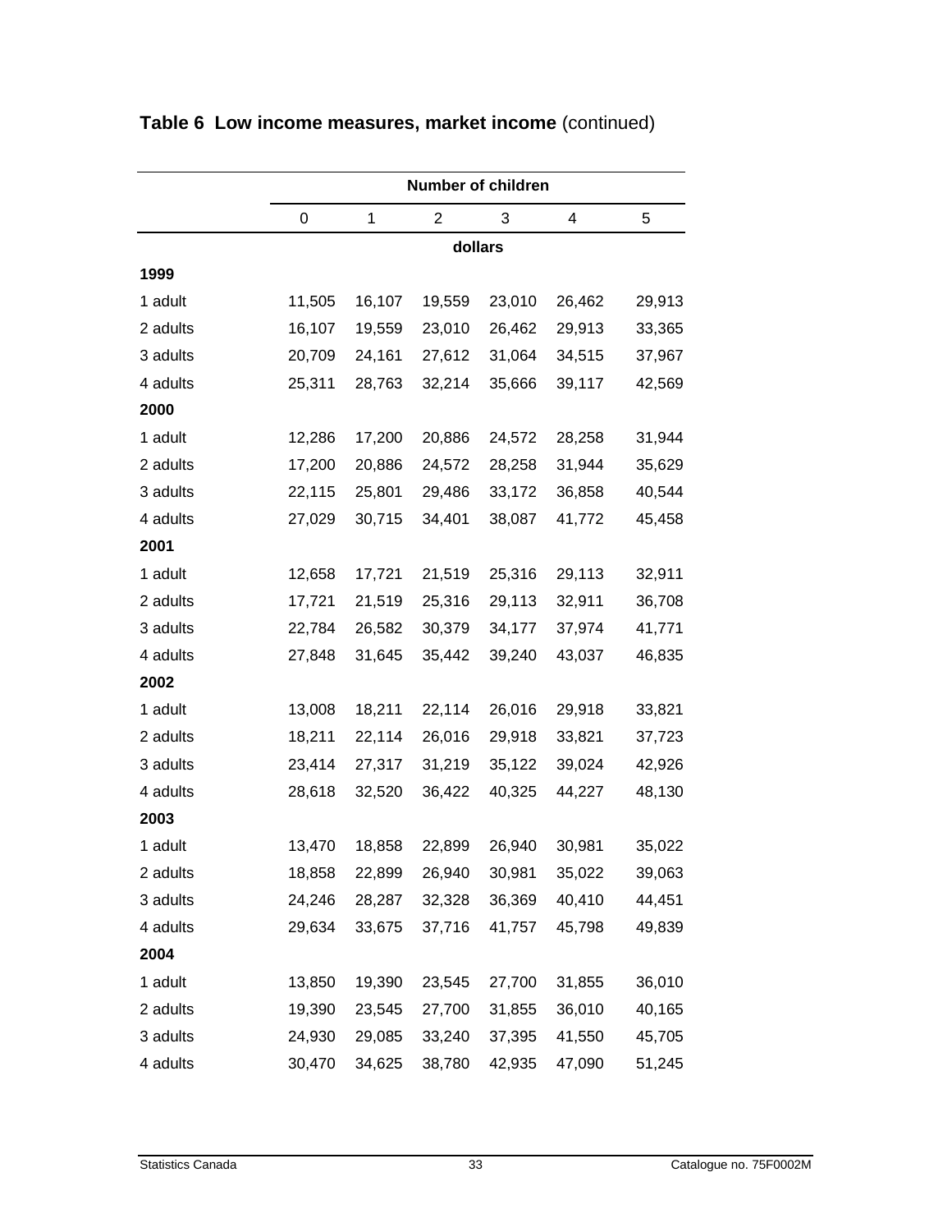## Table 6 Low income measures, market income (continued)

| | Number of children | | | | | |
|---|---|---|---|---|---|---|
| | 0 | 1 | 2 | 3 | 4 | 5 |
| | dollars | | | | | |
| **1999** | | | | | | |
| 1 adult | 11,505 | 16,107 | 19,559 | 23,010 | 26,462 | 29,913 |
| 2 adults | 16,107 | 19,559 | 23,010 | 26,462 | 29,913 | 33,365 |
| 3 adults | 20,709 | 24,161 | 27,612 | 31,064 | 34,515 | 37,967 |
| 4 adults | 25,311 | 28,763 | 32,214 | 35,666 | 39,117 | 42,569 |
| **2000** | | | | | | |
| 1 adult | 12,286 | 17,200 | 20,886 | 24,572 | 28,258 | 31,944 |
| 2 adults | 17,200 | 20,886 | 24,572 | 28,258 | 31,944 | 35,629 |
| 3 adults | 22,115 | 25,801 | 29,486 | 33,172 | 36,858 | 40,544 |
| 4 adults | 27,029 | 30,715 | 34,401 | 38,087 | 41,772 | 45,458 |
| **2001** | | | | | | |
| 1 adult | 12,658 | 17,721 | 21,519 | 25,316 | 29,113 | 32,911 |
| 2 adults | 17,721 | 21,519 | 25,316 | 29,113 | 32,911 | 36,708 |
| 3 adults | 22,784 | 26,582 | 30,379 | 34,177 | 37,974 | 41,771 |
| 4 adults | 27,848 | 31,645 | 35,442 | 39,240 | 43,037 | 46,835 |
| **2002** | | | | | | |
| 1 adult | 13,008 | 18,211 | 22,114 | 26,016 | 29,918 | 33,821 |
| 2 adults | 18,211 | 22,114 | 26,016 | 29,918 | 33,821 | 37,723 |
| 3 adults | 23,414 | 27,317 | 31,219 | 35,122 | 39,024 | 42,926 |
| 4 adults | 28,618 | 32,520 | 36,422 | 40,325 | 44,227 | 48,130 |
| **2003** | | | | | | |
| 1 adult | 13,470 | 18,858 | 22,899 | 26,940 | 30,981 | 35,022 |
| 2 adults | 18,858 | 22,899 | 26,940 | 30,981 | 35,022 | 39,063 |
| 3 adults | 24,246 | 28,287 | 32,328 | 36,369 | 40,410 | 44,451 |
| 4 adults | 29,634 | 33,675 | 37,716 | 41,757 | 45,798 | 49,839 |
| **2004** | | | | | | |
| 1 adult | 13,850 | 19,390 | 23,545 | 27,700 | 31,855 | 36,010 |
| 2 adults | 19,390 | 23,545 | 27,700 | 31,855 | 36,010 | 40,165 |
| 3 adults | 24,930 | 29,085 | 33,240 | 37,395 | 41,550 | 45,705 |
| 4 adults | 30,470 | 34,625 | 38,780 | 42,935 | 47,090 | 51,245 |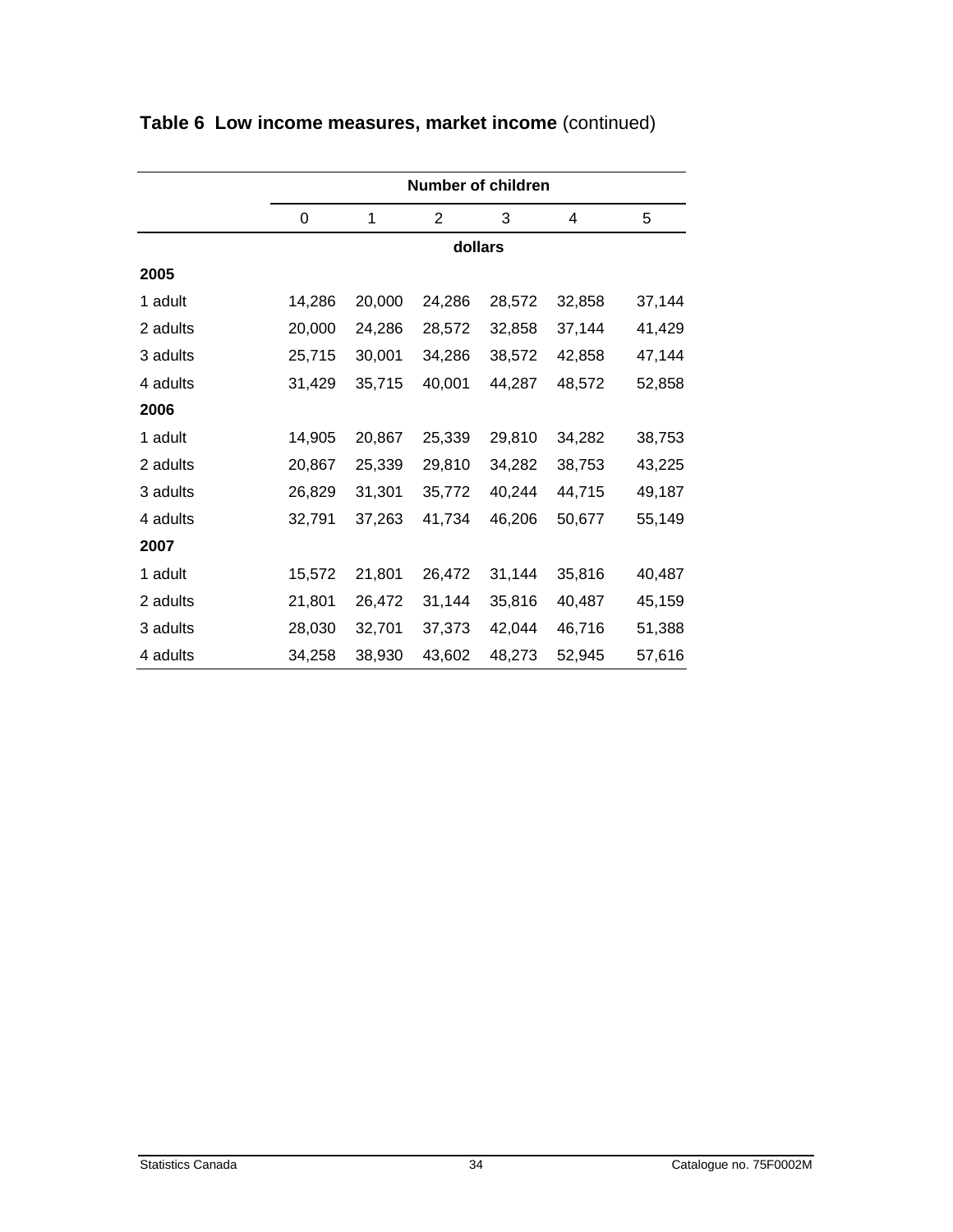**Table 6 Low income measures, market income** (continued)

| | Number of children | | | | | |
|---|---|---|---|---|---|---|
| | 0 | 1 | 2 | 3 | 4 | 5 |
| | dollars | | | | | |
| **2005** | | | | | | |
| 1 adult | 14,286 | 20,000 | 24,286 | 28,572 | 32,858 | 37,144 |
| 2 adults | 20,000 | 24,286 | 28,572 | 32,858 | 37,144 | 41,429 |
| 3 adults | 25,715 | 30,001 | 34,286 | 38,572 | 42,858 | 47,144 |
| 4 adults | 31,429 | 35,715 | 40,001 | 44,287 | 48,572 | 52,858 |
| **2006** | | | | | | |
| 1 adult | 14,905 | 20,867 | 25,339 | 29,810 | 34,282 | 38,753 |
| 2 adults | 20,867 | 25,339 | 29,810 | 34,282 | 38,753 | 43,225 |
| 3 adults | 26,829 | 31,301 | 35,772 | 40,244 | 44,715 | 49,187 |
| 4 adults | 32,791 | 37,263 | 41,734 | 46,206 | 50,677 | 55,149 |
| **2007** | | | | | | |
| 1 adult | 15,572 | 21,801 | 26,472 | 31,144 | 35,816 | 40,487 |
| 2 adults | 21,801 | 26,472 | 31,144 | 35,816 | 40,487 | 45,159 |
| 3 adults | 28,030 | 32,701 | 37,373 | 42,044 | 46,716 | 51,388 |
| 4 adults | 34,258 | 38,930 | 43,602 | 48,273 | 52,945 | 57,616 |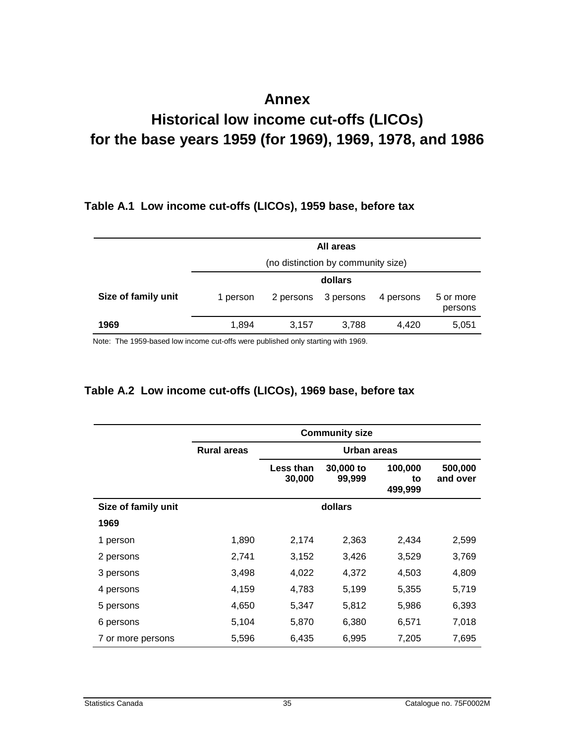# Annex

# Historical low income cut-offs (LICOs) for the base years 1959 (for 1969), 1969, 1978, and 1986

### Table A.1 Low income cut-offs (LICOs), 1959 base, before tax

| | All areas (no distinction by community size) | | | | |
|---|---|---|---|---|---|
| | dollars | | | | |
| Size of family unit | 1 person | 2 persons | 3 persons | 4 persons | 5 or more persons |
| **1969** | 1,894 | 3,157 | 3,788 | 4,420 | 5,051 |

Note: The 1959-based low income cut-offs were published only starting with 1969.

### Table A.2 Low income cut-offs (LICOs), 1969 base, before tax

| | Community size | | | | |
|---|---|---|---|---|---|
| | Rural areas | Urban areas | | | |
| | | Less than 30,000 | 30,000 to 99,999 | 100,000 to 499,999 | 500,000 and over |
| **Size of family unit** | dollars | | | | |
| **1969** | | | | | |
| 1 person | 1,890 | 2,174 | 2,363 | 2,434 | 2,599 |
| 2 persons | 2,741 | 3,152 | 3,426 | 3,529 | 3,769 |
| 3 persons | 3,498 | 4,022 | 4,372 | 4,503 | 4,809 |
| 4 persons | 4,159 | 4,783 | 5,199 | 5,355 | 5,719 |
| 5 persons | 4,650 | 5,347 | 5,812 | 5,986 | 6,393 |
| 6 persons | 5,104 | 5,870 | 6,380 | 6,571 | 7,018 |
| 7 or more persons | 5,596 | 6,435 | 6,995 | 7,205 | 7,695 |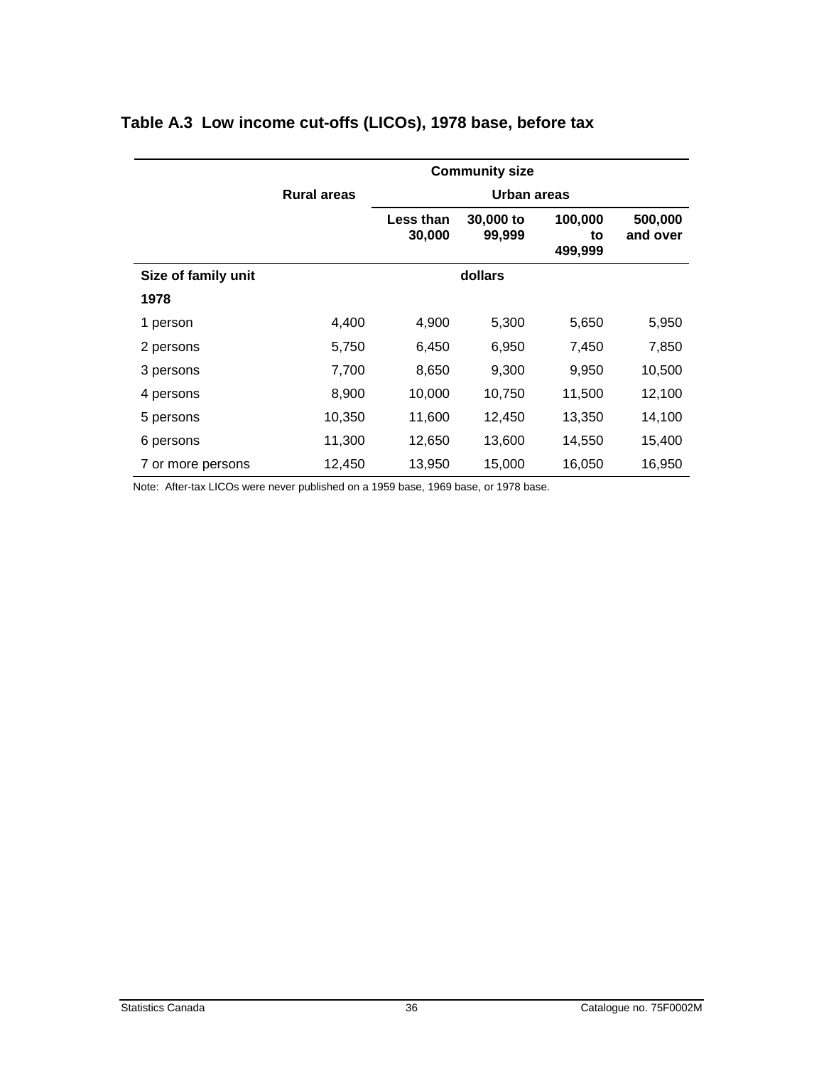## Table A.3 Low income cut-offs (LICOs), 1978 base, before tax

| | Community size | | | | |
|---|---|---|---|---|---|
| | Rural areas | Urban areas | | | |
| | | Less than 30,000 | 30,000 to 99,999 | 100,000 to 499,999 | 500,000 and over |
| **Size of family unit** | dollars | | | | |
| **1978** | | | | | |
| 1 person | 4,400 | 4,900 | 5,300 | 5,650 | 5,950 |
| 2 persons | 5,750 | 6,450 | 6,950 | 7,450 | 7,850 |
| 3 persons | 7,700 | 8,650 | 9,300 | 9,950 | 10,500 |
| 4 persons | 8,900 | 10,000 | 10,750 | 11,500 | 12,100 |
| 5 persons | 10,350 | 11,600 | 12,450 | 13,350 | 14,100 |
| 6 persons | 11,300 | 12,650 | 13,600 | 14,550 | 15,400 |
| 7 or more persons | 12,450 | 13,950 | 15,000 | 16,050 | 16,950 |

Note: After-tax LICOs were never published on a 1959 base, 1969 base, or 1978 base.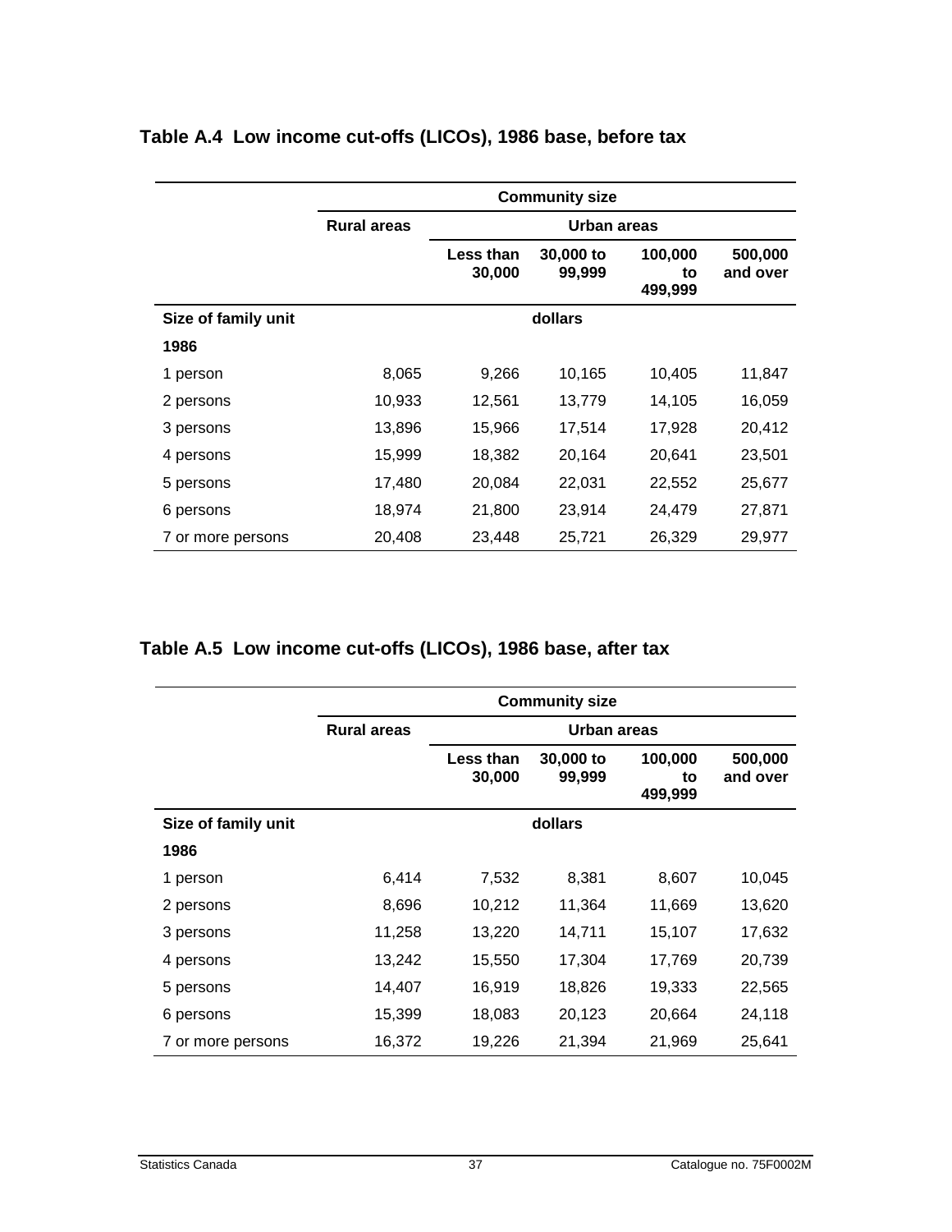## Table A.4 Low income cut-offs (LICOs), 1986 base, before tax

| | Community size | | | | |
|---|---|---|---|---|---|
| | Rural areas | Urban areas | | | |
| | | Less than 30,000 | 30,000 to 99,999 | 100,000 to 499,999 | 500,000 and over |
| Size of family unit | dollars | | | | |
| 1986 | | | | | |
| 1 person | 8,065 | 9,266 | 10,165 | 10,405 | 11,847 |
| 2 persons | 10,933 | 12,561 | 13,779 | 14,105 | 16,059 |
| 3 persons | 13,896 | 15,966 | 17,514 | 17,928 | 20,412 |
| 4 persons | 15,999 | 18,382 | 20,164 | 20,641 | 23,501 |
| 5 persons | 17,480 | 20,084 | 22,031 | 22,552 | 25,677 |
| 6 persons | 18,974 | 21,800 | 23,914 | 24,479 | 27,871 |
| 7 or more persons | 20,408 | 23,448 | 25,721 | 26,329 | 29,977 |

## Table A.5 Low income cut-offs (LICOs), 1986 base, after tax

| | Community size | | | | |
|---|---|---|---|---|---|
| | Rural areas | Urban areas | | | |
| | | Less than 30,000 | 30,000 to 99,999 | 100,000 to 499,999 | 500,000 and over |
| Size of family unit | dollars | | | | |
| 1986 | | | | | |
| 1 person | 6,414 | 7,532 | 8,381 | 8,607 | 10,045 |
| 2 persons | 8,696 | 10,212 | 11,364 | 11,669 | 13,620 |
| 3 persons | 11,258 | 13,220 | 14,711 | 15,107 | 17,632 |
| 4 persons | 13,242 | 15,550 | 17,304 | 17,769 | 20,739 |
| 5 persons | 14,407 | 16,919 | 18,826 | 19,333 | 22,565 |
| 6 persons | 15,399 | 18,083 | 20,123 | 20,664 | 24,118 |
| 7 or more persons | 16,372 | 19,226 | 21,394 | 21,969 | 25,641 |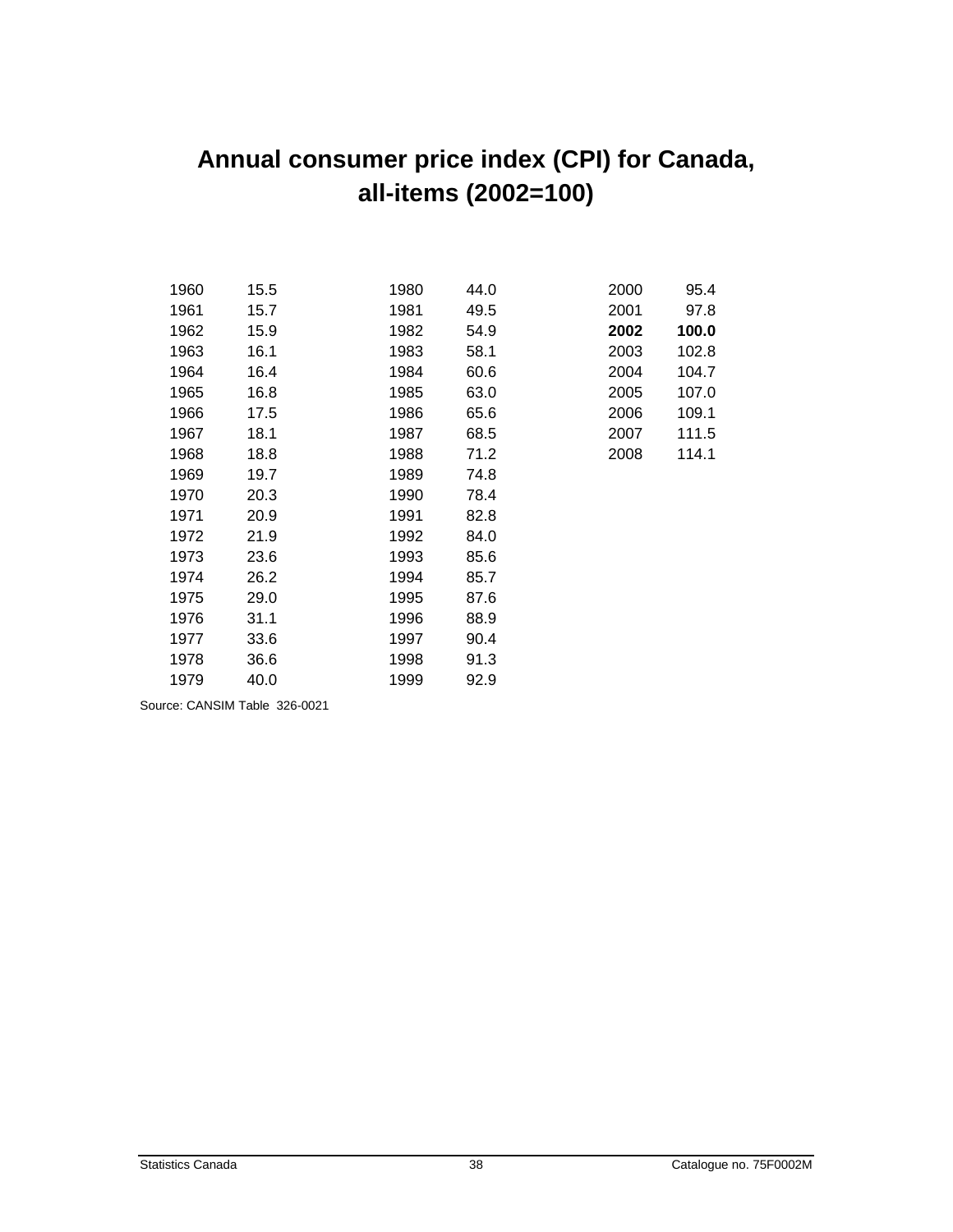# Annual consumer price index (CPI) for Canada, all-items (2002=100)

| Year | CPI | Year | CPI | Year | CPI |
|---|---|---|---|---|---|
| 1960 | 15.5 | 1980 | 44.0 | 2000 | 95.4 |
| 1961 | 15.7 | 1981 | 49.5 | 2001 | 97.8 |
| 1962 | 15.9 | 1982 | 54.9 | **2002** | **100.0** |
| 1963 | 16.1 | 1983 | 58.1 | 2003 | 102.8 |
| 1964 | 16.4 | 1984 | 60.6 | 2004 | 104.7 |
| 1965 | 16.8 | 1985 | 63.0 | 2005 | 107.0 |
| 1966 | 17.5 | 1986 | 65.6 | 2006 | 109.1 |
| 1967 | 18.1 | 1987 | 68.5 | 2007 | 111.5 |
| 1968 | 18.8 | 1988 | 71.2 | 2008 | 114.1 |
| 1969 | 19.7 | 1989 | 74.8 | | |
| 1970 | 20.3 | 1990 | 78.4 | | |
| 1971 | 20.9 | 1991 | 82.8 | | |
| 1972 | 21.9 | 1992 | 84.0 | | |
| 1973 | 23.6 | 1993 | 85.6 | | |
| 1974 | 26.2 | 1994 | 85.7 | | |
| 1975 | 29.0 | 1995 | 87.6 | | |
| 1976 | 31.1 | 1996 | 88.9 | | |
| 1977 | 33.6 | 1997 | 90.4 | | |
| 1978 | 36.6 | 1998 | 91.3 | | |
| 1979 | 40.0 | 1999 | 92.9 | | |

Source: CANSIM Table 326-0021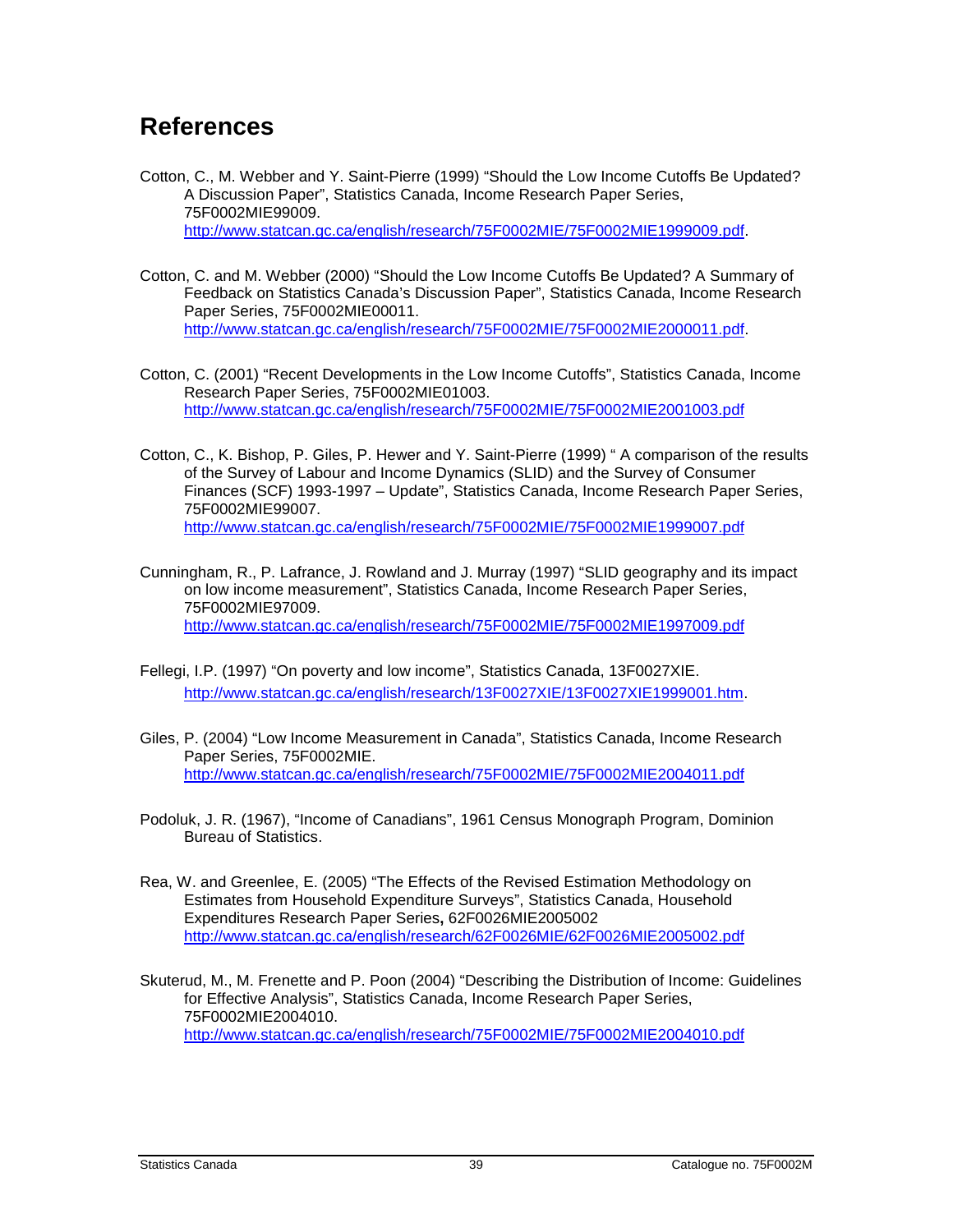# References

Cotton, C., M. Webber and Y. Saint-Pierre (1999) "Should the Low Income Cutoffs Be Updated? A Discussion Paper", Statistics Canada, Income Research Paper Series, 75F0002MIE99009. http://www.statcan.gc.ca/english/research/75F0002MIE/75F0002MIE1999009.pdf.

Cotton, C. and M. Webber (2000) "Should the Low Income Cutoffs Be Updated? A Summary of Feedback on Statistics Canada's Discussion Paper", Statistics Canada, Income Research Paper Series, 75F0002MIE00011. http://www.statcan.gc.ca/english/research/75F0002MIE/75F0002MIE2000011.pdf.

Cotton, C. (2001) "Recent Developments in the Low Income Cutoffs", Statistics Canada, Income Research Paper Series, 75F0002MIE01003. http://www.statcan.gc.ca/english/research/75F0002MIE/75F0002MIE2001003.pdf

Cotton, C., K. Bishop, P. Giles, P. Hewer and Y. Saint-Pierre (1999) " A comparison of the results of the Survey of Labour and Income Dynamics (SLID) and the Survey of Consumer Finances (SCF) 1993-1997 – Update", Statistics Canada, Income Research Paper Series, 75F0002MIE99007. http://www.statcan.gc.ca/english/research/75F0002MIE/75F0002MIE1999007.pdf

Cunningham, R., P. Lafrance, J. Rowland and J. Murray (1997) "SLID geography and its impact on low income measurement", Statistics Canada, Income Research Paper Series, 75F0002MIE97009. http://www.statcan.gc.ca/english/research/75F0002MIE/75F0002MIE1997009.pdf

Fellegi, I.P. (1997) "On poverty and low income", Statistics Canada, 13F0027XIE. http://www.statcan.gc.ca/english/research/13F0027XIE/13F0027XIE1999001.htm.

Giles, P. (2004) "Low Income Measurement in Canada", Statistics Canada, Income Research Paper Series, 75F0002MIE. http://www.statcan.gc.ca/english/research/75F0002MIE/75F0002MIE2004011.pdf

Podoluk, J. R. (1967), "Income of Canadians", 1961 Census Monograph Program, Dominion Bureau of Statistics.

Rea, W. and Greenlee, E. (2005) "The Effects of the Revised Estimation Methodology on Estimates from Household Expenditure Surveys", Statistics Canada, Household Expenditures Research Paper Series**,** 62F0026MIE2005002 http://www.statcan.gc.ca/english/research/62F0026MIE/62F0026MIE2005002.pdf

Skuterud, M., M. Frenette and P. Poon (2004) "Describing the Distribution of Income: Guidelines for Effective Analysis", Statistics Canada, Income Research Paper Series, 75F0002MIE2004010. http://www.statcan.gc.ca/english/research/75F0002MIE/75F0002MIE2004010.pdf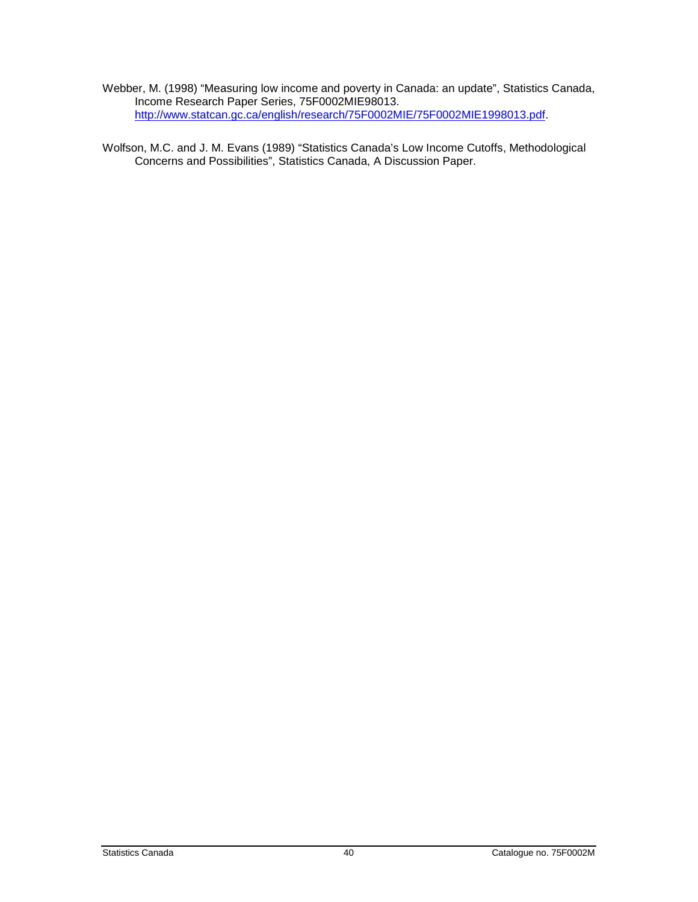Webber, M. (1998) “Measuring low income and poverty in Canada: an update”, Statistics Canada, Income Research Paper Series, 75F0002MIE98013. [http://www.statcan.gc.ca/english/research/75F0002MIE/75F0002MIE1998013.pdf](http://www.statcan.gc.ca/english/research/75F0002MIE/75F0002MIE1998013.pdf).

Wolfson, M.C. and J. M. Evans (1989) “Statistics Canada’s Low Income Cutoffs, Methodological Concerns and Possibilities”, Statistics Canada, A Discussion Paper.